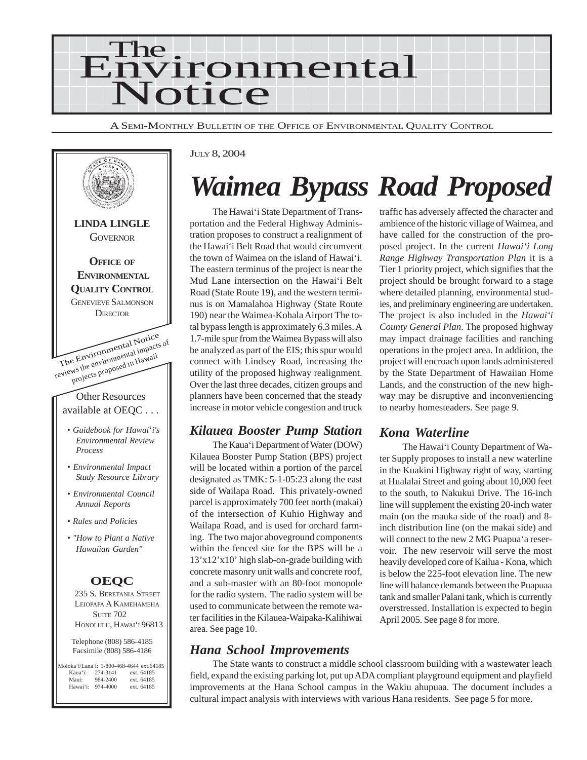# The Environmental Notice

A Semi-Monthly Bulletin of the Office of Environmental Quality Control

**LINDA LINGLE**
GOVERNOR

**OFFICE OF ENVIRONMENTAL QUALITY CONTROL**
GENEVIEVE SALMONSON
DIRECTOR

The Environmental Notice reviews the environmental impacts of projects proposed in Hawaii

Other Resources available at OEQC . . .

- *Guidebook for Hawai'i's Environmental Review Process*
- *Environmental Impact Study Resource Library*
- *Environmental Council Annual Reports*
- *Rules and Policies*
- *"How to Plant a Native Hawaiian Garden"*

**OEQC**
235 S. Beretania Street
Leiopapa A Kamehameha
Suite 702
Honolulu, Hawai'i 96813

Telephone (808) 586-4185
Facsimile (808) 586-4186

Moloka'i/Lana'i: 1-800-468-4644 ext.64185
Kaua'i: 274-3141 ext. 64185
Maui: 984-2400 ext. 64185
Hawai'i: 974-4000 ext. 64185

July 8, 2004

# *Waimea Bypass Road Proposed*

The Hawai'i State Department of Transportation and the Federal Highway Administration proposes to construct a realignment of the Hawai'i Belt Road that would circumvent the town of Waimea on the island of Hawai'i. The eastern terminus of the project is near the Mud Lane intersection on the Hawai'i Belt Road (State Route 19), and the western terminus is on Mamalahoa Highway (State Route 190) near the Waimea-Kohala Airport The total bypass length is approximately 6.3 miles. A 1.7-mile spur from the Waimea Bypass will also be analyzed as part of the EIS; this spur would connect with Lindsey Road, increasing the utility of the proposed highway realignment. Over the last three decades, citizen groups and planners have been concerned that the steady increase in motor vehicle congestion and truck traffic has adversely affected the character and ambience of the historic village of Waimea, and have called for the construction of the proposed project. In the current *Hawai'i Long Range Highway Transportation Plan* it is a Tier 1 priority project, which signifies that the project should be brought forward to a stage where detailed planning, environmental studies, and preliminary engineering are undertaken. The project is also included in the *Hawai'i County General Plan*. The proposed highway may impact drainage facilities and ranching operations in the project area. In addition, the project will encroach upon lands administered by the State Department of Hawaiian Home Lands, and the construction of the new highway may be disruptive and inconveniencing to nearby homesteaders. See page 9.

## *Kilauea Booster Pump Station*

The Kaua'i Department of Water (DOW) Kilauea Booster Pump Station (BPS) project will be located within a portion of the parcel designated as TMK: 5-1-05:23 along the east side of Wailapa Road. This privately-owned parcel is approximately 700 feet north (makai) of the intersection of Kuhio Highway and Wailapa Road, and is used for orchard farming. The two major aboveground components within the fenced site for the BPS will be a 13'x12'x10' high slab-on-grade building with concrete masonry unit walls and concrete roof, and a sub-master with an 80-foot monopole for the radio system. The radio system will be used to communicate between the remote water facilities in the Kilauea-Waipaka-Kalihiwai area. See page 10.

## *Kona Waterline*

The Hawai'i County Department of Water Supply proposes to install a new waterline in the Kuakini Highway right of way, starting at Hualalai Street and going about 10,000 feet to the south, to Nakukui Drive. The 16-inch line will supplement the existing 20-inch water main (on the mauka side of the road) and 8-inch distribution line (on the makai side) and will connect to the new 2 MG Puapua'a reservoir. The new reservoir will serve the most heavily developed core of Kailua - Kona, which is below the 225-foot elevation line. The new line will balance demands between the Puapuaa tank and smaller Palani tank, which is currently overstressed. Installation is expected to begin April 2005. See page 8 for more.

## *Hana School Improvements*

The State wants to construct a middle school classroom building with a wastewater leach field, expand the existing parking lot, put up ADA compliant playground equipment and playfield improvements at the Hana School campus in the Wakiu ahupuaa. The document includes a cultural impact analysis with interviews with various Hana residents. See page 5 for more.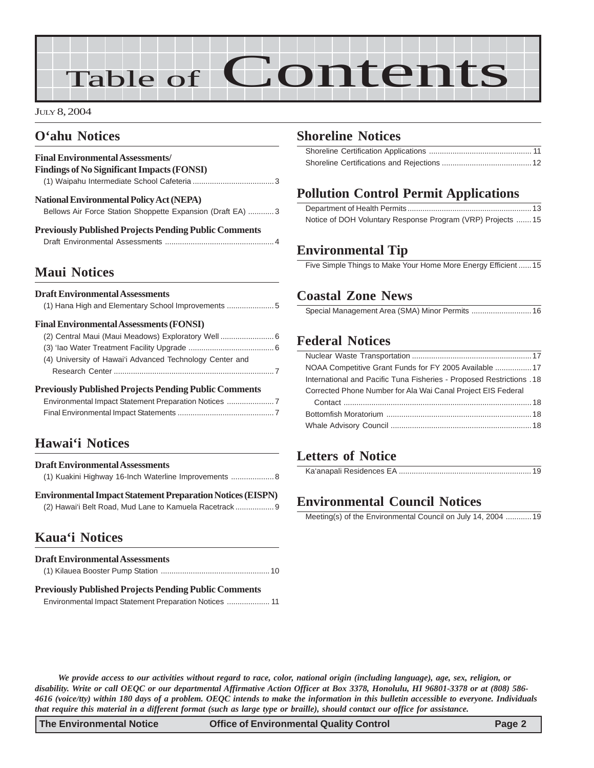# Table of Contents

July 8, 2004

## O'ahu Notices

**Final Environmental Assessments/ Findings of No Significant Impacts (FONSI)**

(1) Waipahu Intermediate School Cafeteria ..................................... 3

**National Environmental Policy Act (NEPA)**

Bellows Air Force Station Shoppette Expansion (Draft EA) ............ 3

**Previously Published Projects Pending Public Comments**

Draft Environmental Assessments .................................................. 4

## Maui Notices

**Draft Environmental Assessments**

(1) Hana High and Elementary School Improvements ...................... 5

**Final Environmental Assessments (FONSI)**

(2) Central Maui (Maui Meadows) Exploratory Well ......................... 6

(3) 'Iao Water Treatment Facility Upgrade ........................................ 6

(4) University of Hawai'i Advanced Technology Center and Research Center ........................................................................... 7

**Previously Published Projects Pending Public Comments**

Environmental Impact Statement Preparation Notices ...................... 7

Final Environmental Impact Statements ............................................ 7

## Hawai'i Notices

**Draft Environmental Assessments**

(1) Kuakini Highway 16-Inch Waterline Improvements .................... 8

**Environmental Impact Statement Preparation Notices (EISPN)**

(2) Hawai'i Belt Road, Mud Lane to Kamuela Racetrack .................. 9

## Kaua'i Notices

**Draft Environmental Assessments**

(1) Kilauea Booster Pump Station ................................................... 10

**Previously Published Projects Pending Public Comments**

Environmental Impact Statement Preparation Notices .................... 11

## Shoreline Notices

Shoreline Certification Applications ................................................ 11

Shoreline Certifications and Rejections .......................................... 12

## Pollution Control Permit Applications

Department of Health Permits ......................................................... 13

Notice of DOH Voluntary Response Program (VRP) Projects ....... 15

## Environmental Tip

Five Simple Things to Make Your Home More Energy Efficient ...... 15

## Coastal Zone News

Special Management Area (SMA) Minor Permits ............................ 16

## Federal Notices

Nuclear Waste Transportation ........................................................ 17

NOAA Competitive Grant Funds for FY 2005 Available ................. 17

International and Pacific Tuna Fisheries - Proposed Restrictions . 18

Corrected Phone Number for Ala Wai Canal Project EIS Federal Contact ....................................................................................... 18

Bottomfish Moratorium .................................................................... 18

Whale Advisory Council .................................................................. 18

## Letters of Notice

Ka'anapali Residences EA .............................................................. 19

## Environmental Council Notices

Meeting(s) of the Environmental Council on July 14, 2004 ............ 19

***We provide access to our activities without regard to race, color, national origin (including language), age, sex, religion, or disability. Write or call OEQC or our departmental Affirmative Action Officer at Box 3378, Honolulu, HI 96801-3378 or at (808) 586-4616 (voice/tty) within 180 days of a problem. OEQC intends to make the information in this bulletin accessible to everyone. Individuals that require this material in a different format (such as large type or braille), should contact our office for assistance.***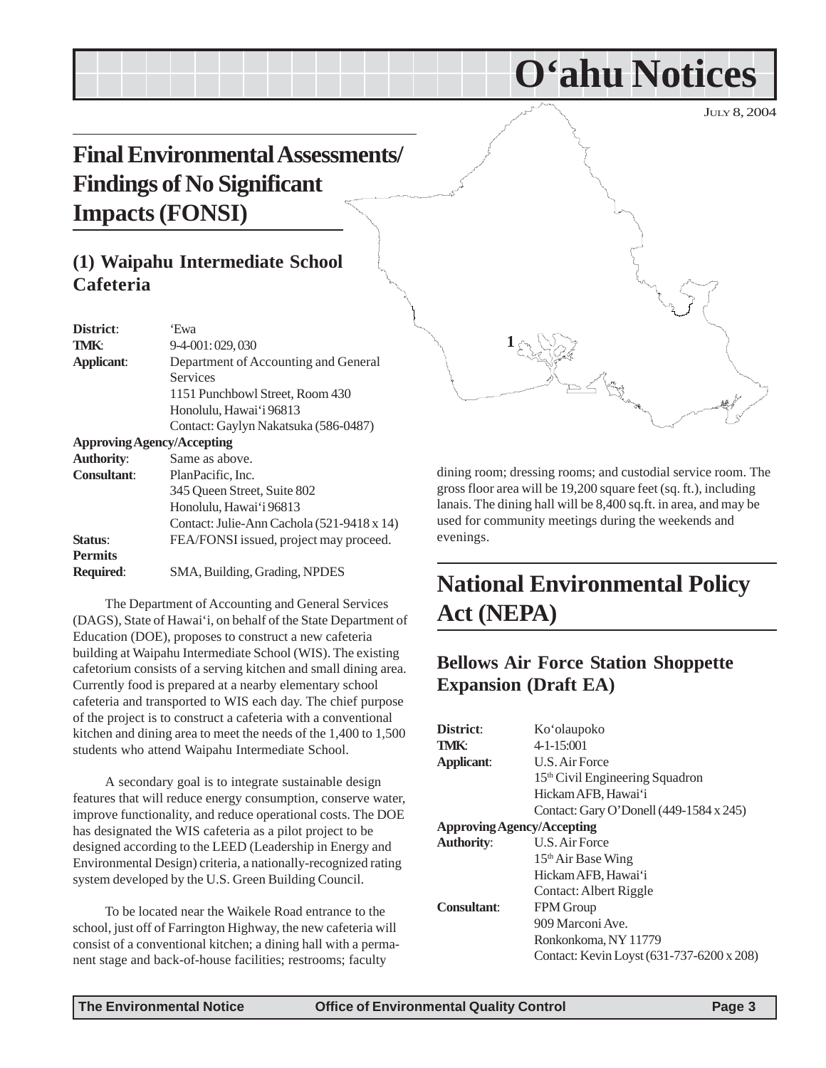# O'ahu Notices

July 8, 2004

## Final Environmental Assessments/ Findings of No Significant Impacts (FONSI)

### (1) Waipahu Intermediate School Cafeteria

| | |
|---|---|
| **District**: | 'Ewa |
| **TMK**: | 9-4-001: 029, 030 |
| **Applicant**: | Department of Accounting and General Services<br>1151 Punchbowl Street, Room 430<br>Honolulu, Hawai'i 96813<br>Contact: Gaylyn Nakatsuka (586-0487) |
| **Approving Agency/Accepting Authority**: | Same as above. |
| **Consultant**: | PlanPacific, Inc.<br>345 Queen Street, Suite 802<br>Honolulu, Hawai'i 96813<br>Contact: Julie-Ann Cachola (521-9418 x 14) |
| **Status**: | FEA/FONSI issued, project may proceed. |
| **Permits Required**: | SMA, Building, Grading, NPDES |

The Department of Accounting and General Services (DAGS), State of Hawai'i, on behalf of the State Department of Education (DOE), proposes to construct a new cafeteria building at Waipahu Intermediate School (WIS). The existing cafetorium consists of a serving kitchen and small dining area. Currently food is prepared at a nearby elementary school cafeteria and transported to WIS each day. The chief purpose of the project is to construct a cafeteria with a conventional kitchen and dining area to meet the needs of the 1,400 to 1,500 students who attend Waipahu Intermediate School.

A secondary goal is to integrate sustainable design features that will reduce energy consumption, conserve water, improve functionality, and reduce operational costs. The DOE has designated the WIS cafeteria as a pilot project to be designed according to the LEED (Leadership in Energy and Environmental Design) criteria, a nationally-recognized rating system developed by the U.S. Green Building Council.

To be located near the Waikele Road entrance to the school, just off of Farrington Highway, the new cafeteria will consist of a conventional kitchen; a dining hall with a permanent stage and back-of-house facilities; restrooms; faculty dining room; dressing rooms; and custodial service room. The gross floor area will be 19,200 square feet (sq. ft.), including lanais. The dining hall will be 8,400 sq.ft. in area, and may be used for community meetings during the weekends and evenings.

## National Environmental Policy Act (NEPA)

### Bellows Air Force Station Shoppette Expansion (Draft EA)

| | |
|---|---|
| **District**: | Ko'olaupoko |
| **TMK**: | 4-1-15:001 |
| **Applicant**: | U.S. Air Force<br>15th Civil Engineering Squadron<br>Hickam AFB, Hawai'i<br>Contact: Gary O'Donell (449-1584 x 245) |
| **Approving Agency/Accepting Authority**: | U.S. Air Force<br>15th Air Base Wing<br>Hickam AFB, Hawai'i<br>Contact: Albert Riggle |
| **Consultant**: | FPM Group<br>909 Marconi Ave.<br>Ronkonkoma, NY 11779<br>Contact: Kevin Loyst (631-737-6200 x 208) |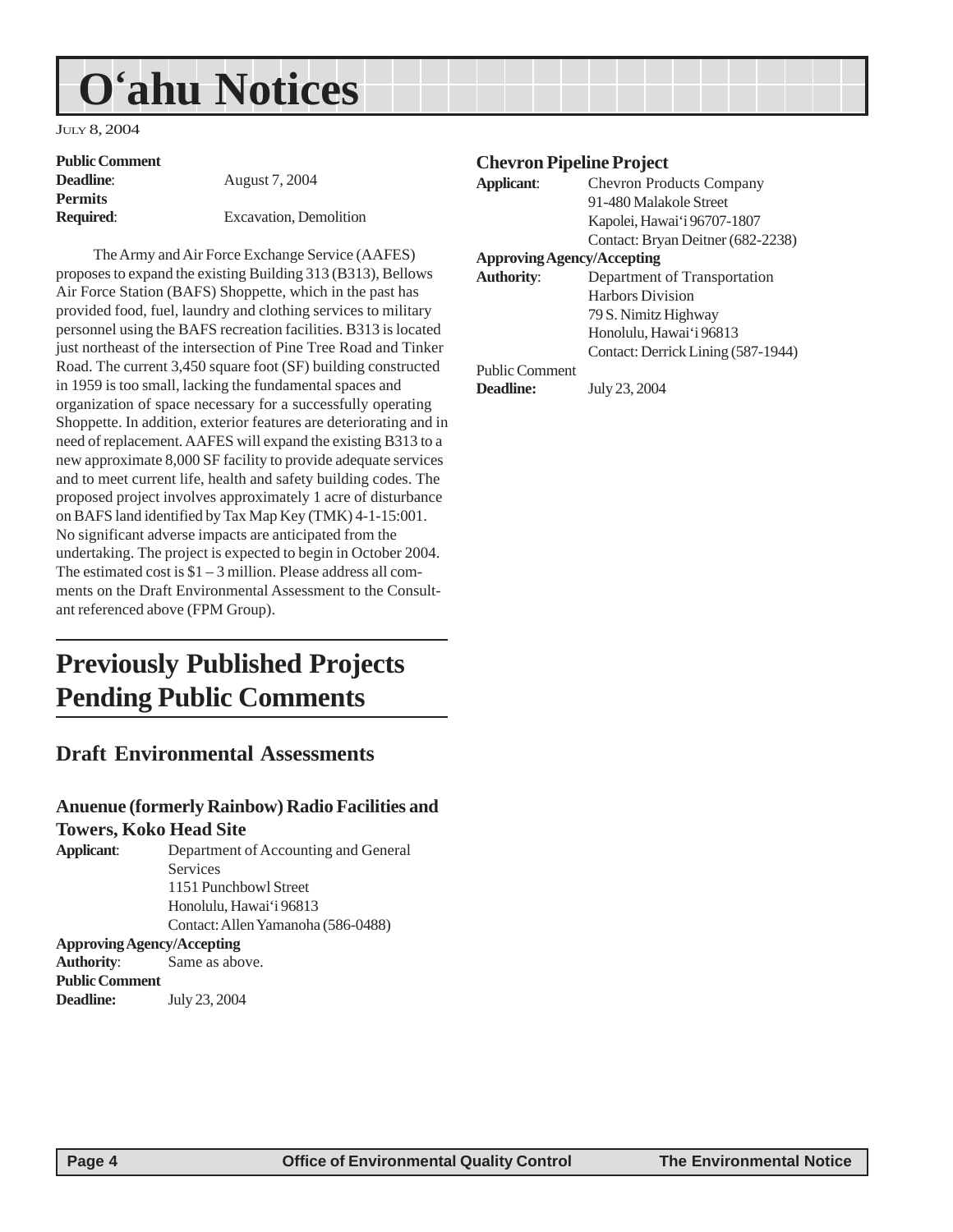**Public Comment Deadline**: August 7, 2004
**Permits Required**: Excavation, Demolition

The Army and Air Force Exchange Service (AAFES) proposes to expand the existing Building 313 (B313), Bellows Air Force Station (BAFS) Shoppette, which in the past has provided food, fuel, laundry and clothing services to military personnel using the BAFS recreation facilities. B313 is located just northeast of the intersection of Pine Tree Road and Tinker Road. The current 3,450 square foot (SF) building constructed in 1959 is too small, lacking the fundamental spaces and organization of space necessary for a successfully operating Shoppette. In addition, exterior features are deteriorating and in need of replacement. AAFES will expand the existing B313 to a new approximate 8,000 SF facility to provide adequate services and to meet current life, health and safety building codes. The proposed project involves approximately 1 acre of disturbance on BAFS land identified by Tax Map Key (TMK) 4-1-15:001. No significant adverse impacts are anticipated from the undertaking. The project is expected to begin in October 2004. The estimated cost is $1 – 3 million. Please address all comments on the Draft Environmental Assessment to the Consultant referenced above (FPM Group).

# Previously Published Projects Pending Public Comments

## Draft Environmental Assessments

### Anuenue (formerly Rainbow) Radio Facilities and Towers, Koko Head Site

**Applicant**: Department of Accounting and General Services
1151 Punchbowl Street
Honolulu, Hawai'i 96813
Contact: Allen Yamanoha (586-0488)

**Approving Agency/Accepting Authority**: Same as above.

**Public Comment Deadline:** July 23, 2004

### Chevron Pipeline Project

**Applicant**: Chevron Products Company
91-480 Malakole Street
Kapolei, Hawai'i 96707-1807
Contact: Bryan Deitner (682-2238)

**Approving Agency/Accepting Authority**: Department of Transportation
Harbors Division
79 S. Nimitz Highway
Honolulu, Hawai'i 96813
Contact: Derrick Lining (587-1944)

Public Comment **Deadline:** July 23, 2004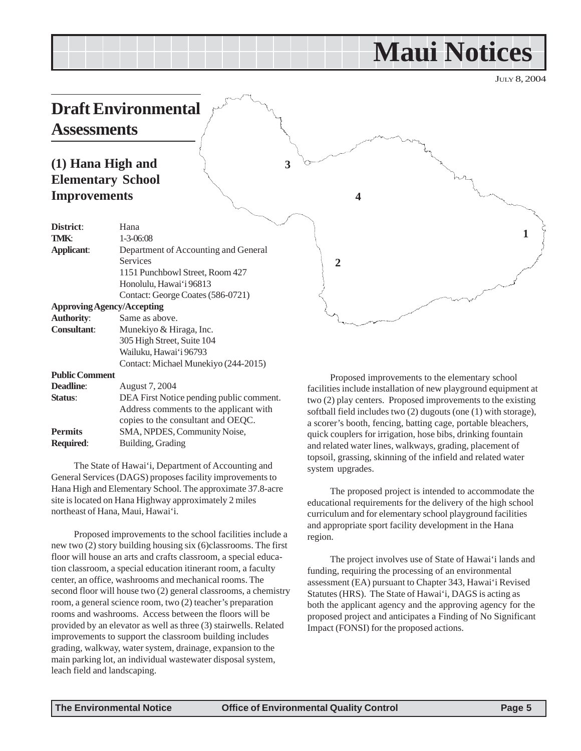# Maui Notices

JULY 8, 2004

## Draft Environmental Assessments

### (1) Hana High and Elementary School Improvements

**District**: Hana
**TMK**: 1-3-06:08
**Applicant**: Department of Accounting and General Services
1151 Punchbowl Street, Room 427
Honolulu, Hawai'i 96813
Contact: George Coates (586-0721)
**Approving Agency/Accepting Authority**: Same as above.
**Consultant**: Munekiyo & Hiraga, Inc.
305 High Street, Suite 104
Wailuku, Hawai'i 96793
Contact: Michael Munekiyo (244-2015)
**Public Comment Deadline**: August 7, 2004
**Status**: DEA First Notice pending public comment. Address comments to the applicant with copies to the consultant and OEQC.
**Permits Required**: SMA, NPDES, Community Noise, Building, Grading

The State of Hawai'i, Department of Accounting and General Services (DAGS) proposes facility improvements to Hana High and Elementary School. The approximate 37.8-acre site is located on Hana Highway approximately 2 miles northeast of Hana, Maui, Hawai'i.

Proposed improvements to the school facilities include a new two (2) story building housing six (6)classrooms. The first floor will house an arts and crafts classroom, a special education classroom, a special education itinerant room, a faculty center, an office, washrooms and mechanical rooms. The second floor will house two (2) general classrooms, a chemistry room, a general science room, two (2) teacher's preparation rooms and washrooms. Access between the floors will be provided by an elevator as well as three (3) stairwells. Related improvements to support the classroom building includes grading, walkway, water system, drainage, expansion to the main parking lot, an individual wastewater disposal system, leach field and landscaping.

Proposed improvements to the elementary school facilities include installation of new playground equipment at two (2) play centers. Proposed improvements to the existing softball field includes two (2) dugouts (one (1) with storage), a scorer's booth, fencing, batting cage, portable bleachers, quick couplers for irrigation, hose bibs, drinking fountain and related water lines, walkways, grading, placement of topsoil, grassing, skinning of the infield and related water system upgrades.

The proposed project is intended to accommodate the educational requirements for the delivery of the high school curriculum and for elementary school playground facilities and appropriate sport facility development in the Hana region.

The project involves use of State of Hawai'i lands and funding, requiring the processing of an environmental assessment (EA) pursuant to Chapter 343, Hawai'i Revised Statutes (HRS). The State of Hawai'i, DAGS is acting as both the applicant agency and the approving agency for the proposed project and anticipates a Finding of No Significant Impact (FONSI) for the proposed actions.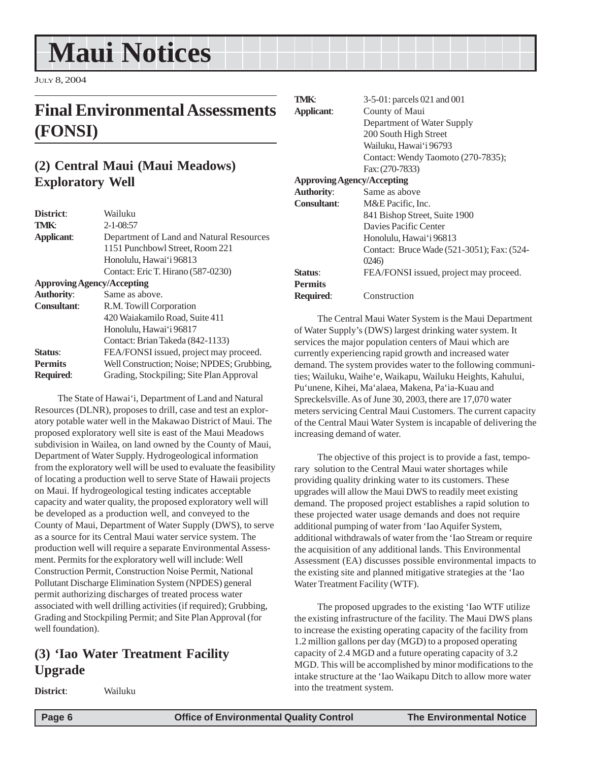# Maui Notices

July 8, 2004

## Final Environmental Assessments (FONSI)

### (2) Central Maui (Maui Meadows) Exploratory Well

**District**: Wailuku
**TMK**: 2-1-08:57
**Applicant**: Department of Land and Natural Resources
1151 Punchbowl Street, Room 221
Honolulu, Hawai'i 96813
Contact: Eric T. Hirano (587-0230)
**Approving Agency/Accepting**
**Authority**: Same as above.
**Consultant**: R.M. Towill Corporation
420 Waiakamilo Road, Suite 411
Honolulu, Hawai'i 96817
Contact: Brian Takeda (842-1133)
**Status**: FEA/FONSI issued, project may proceed.
**Permits Required**: Well Construction; Noise; NPDES; Grubbing, Grading, Stockpiling; Site Plan Approval

The State of Hawai'i, Department of Land and Natural Resources (DLNR), proposes to drill, case and test an exploratory potable water well in the Makawao District of Maui. The proposed exploratory well site is east of the Maui Meadows subdivision in Wailea, on land owned by the County of Maui, Department of Water Supply. Hydrogeological information from the exploratory well will be used to evaluate the feasibility of locating a production well to serve State of Hawaii projects on Maui. If hydrogeological testing indicates acceptable capacity and water quality, the proposed exploratory well will be developed as a production well, and conveyed to the County of Maui, Department of Water Supply (DWS), to serve as a source for its Central Maui water service system. The production well will require a separate Environmental Assessment. Permits for the exploratory well will include: Well Construction Permit, Construction Noise Permit, National Pollutant Discharge Elimination System (NPDES) general permit authorizing discharges of treated process water associated with well drilling activities (if required); Grubbing, Grading and Stockpiling Permit; and Site Plan Approval (for well foundation).

### (3) 'Iao Water Treatment Facility Upgrade

**District**: Wailuku
**TMK**: 3-5-01: parcels 021 and 001
**Applicant**: County of Maui
Department of Water Supply
200 South High Street
Wailuku, Hawai'i 96793
Contact: Wendy Taomoto (270-7835); Fax: (270-7833)
**Approving Agency/Accepting**
**Authority**: Same as above
**Consultant**: M&E Pacific, Inc.
841 Bishop Street, Suite 1900
Davies Pacific Center
Honolulu, Hawai'i 96813
Contact: Bruce Wade (521-3051); Fax: (524-0246)
**Status**: FEA/FONSI issued, project may proceed.
**Permits Required**: Construction

The Central Maui Water System is the Maui Department of Water Supply's (DWS) largest drinking water system. It services the major population centers of Maui which are currently experiencing rapid growth and increased water demand. The system provides water to the following communities; Wailuku, Waihe'e, Waikapu, Wailuku Heights, Kahului, Pu'unene, Kihei, Ma'alaea, Makena, Pa'ia-Kuau and Spreckelsville. As of June 30, 2003, there are 17,070 water meters servicing Central Maui Customers. The current capacity of the Central Maui Water System is incapable of delivering the increasing demand of water.

The objective of this project is to provide a fast, temporary solution to the Central Maui water shortages while providing quality drinking water to its customers. These upgrades will allow the Maui DWS to readily meet existing demand. The proposed project establishes a rapid solution to these projected water usage demands and does not require additional pumping of water from 'Iao Aquifer System, additional withdrawals of water from the 'Iao Stream or require the acquisition of any additional lands. This Environmental Assessment (EA) discusses possible environmental impacts to the existing site and planned mitigative strategies at the 'Iao Water Treatment Facility (WTF).

The proposed upgrades to the existing 'Iao WTF utilize the existing infrastructure of the facility. The Maui DWS plans to increase the existing operating capacity of the facility from 1.2 million gallons per day (MGD) to a proposed operating capacity of 2.4 MGD and a future operating capacity of 3.2 MGD. This will be accomplished by minor modifications to the intake structure at the 'Iao Waikapu Ditch to allow more water into the treatment system.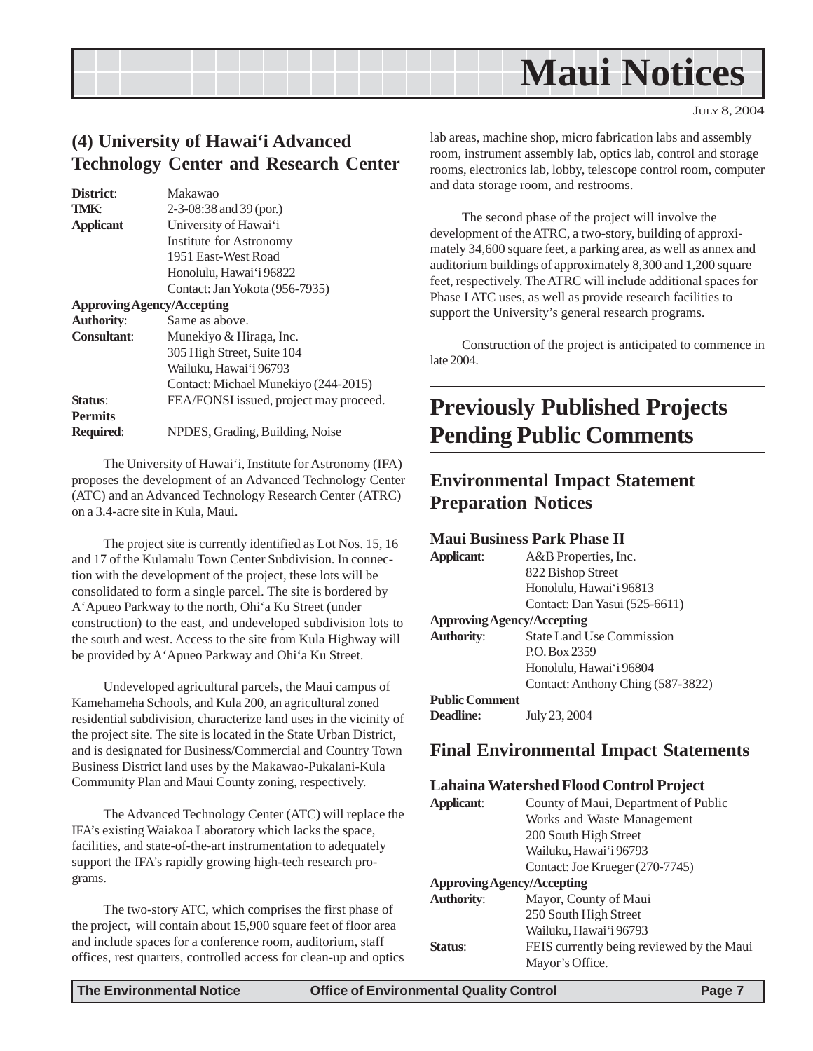## (4) University of Hawai'i Advanced Technology Center and Research Center

**District**: Makawao
**TMK**: 2-3-08:38 and 39 (por.)
**Applicant** University of Hawai'i
Institute for Astronomy
1951 East-West Road
Honolulu, Hawai'i 96822
Contact: Jan Yokota (956-7935)
**Approving Agency/Accepting Authority**: Same as above.
**Consultant**: Munekiyo & Hiraga, Inc.
305 High Street, Suite 104
Wailuku, Hawai'i 96793
Contact: Michael Munekiyo (244-2015)
**Status**: FEA/FONSI issued, project may proceed.
**Permits Required**: NPDES, Grading, Building, Noise

The University of Hawai'i, Institute for Astronomy (IFA) proposes the development of an Advanced Technology Center (ATC) and an Advanced Technology Research Center (ATRC) on a 3.4-acre site in Kula, Maui.

The project site is currently identified as Lot Nos. 15, 16 and 17 of the Kulamalu Town Center Subdivision. In connection with the development of the project, these lots will be consolidated to form a single parcel. The site is bordered by A'Apueo Parkway to the north, Ohi'a Ku Street (under construction) to the east, and undeveloped subdivision lots to the south and west. Access to the site from Kula Highway will be provided by A'Apueo Parkway and Ohi'a Ku Street.

Undeveloped agricultural parcels, the Maui campus of Kamehameha Schools, and Kula 200, an agricultural zoned residential subdivision, characterize land uses in the vicinity of the project site. The site is located in the State Urban District, and is designated for Business/Commercial and Country Town Business District land uses by the Makawao-Pukalani-Kula Community Plan and Maui County zoning, respectively.

The Advanced Technology Center (ATC) will replace the IFA's existing Waiakoa Laboratory which lacks the space, facilities, and state-of-the-art instrumentation to adequately support the IFA's rapidly growing high-tech research programs.

The two-story ATC, which comprises the first phase of the project, will contain about 15,900 square feet of floor area and include spaces for a conference room, auditorium, staff offices, rest quarters, controlled access for clean-up and optics lab areas, machine shop, micro fabrication labs and assembly room, instrument assembly lab, optics lab, control and storage rooms, electronics lab, lobby, telescope control room, computer and data storage room, and restrooms.

The second phase of the project will involve the development of the ATRC, a two-story, building of approximately 34,600 square feet, a parking area, as well as annex and auditorium buildings of approximately 8,300 and 1,200 square feet, respectively. The ATRC will include additional spaces for Phase I ATC uses, as well as provide research facilities to support the University's general research programs.

Construction of the project is anticipated to commence in late 2004.

# Previously Published Projects Pending Public Comments

## Environmental Impact Statement Preparation Notices

### Maui Business Park Phase II

**Applicant**: A&B Properties, Inc.
822 Bishop Street
Honolulu, Hawai'i 96813
Contact: Dan Yasui (525-6611)
**Approving Agency/Accepting Authority**: State Land Use Commission
P.O. Box 2359
Honolulu, Hawai'i 96804
Contact: Anthony Ching (587-3822)
**Public Comment Deadline:** July 23, 2004

## Final Environmental Impact Statements

### Lahaina Watershed Flood Control Project

**Applicant**: County of Maui, Department of Public Works and Waste Management
200 South High Street
Wailuku, Hawai'i 96793
Contact: Joe Krueger (270-7745)
**Approving Agency/Accepting Authority**: Mayor, County of Maui
250 South High Street
Wailuku, Hawai'i 96793
**Status**: FEIS currently being reviewed by the Maui Mayor's Office.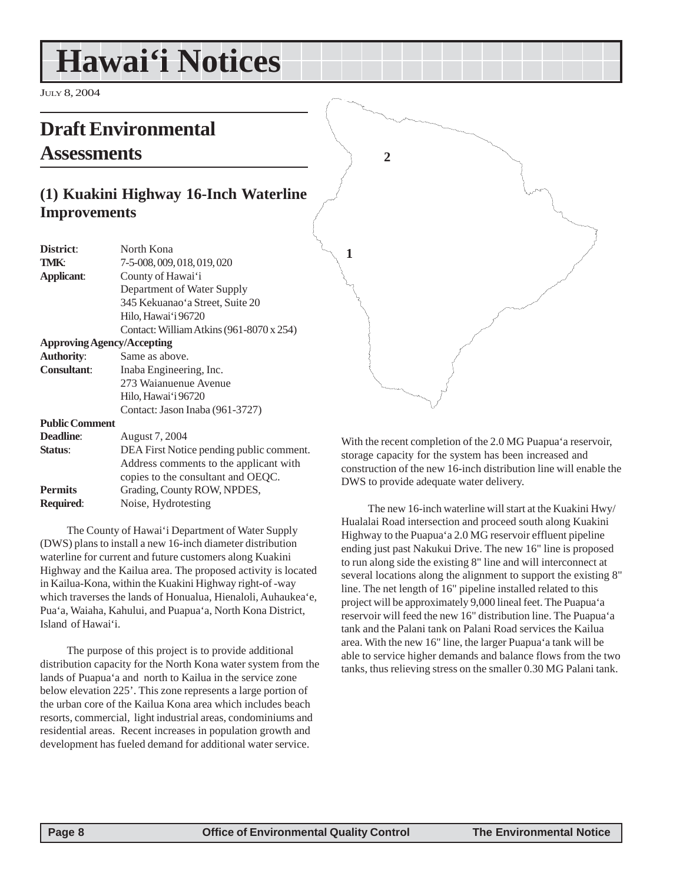# Hawai'i Notices

JULY 8, 2004

## Draft Environmental Assessments

### (1) Kuakini Highway 16-Inch Waterline Improvements

| | |
|---|---|
| **District**: | North Kona |
| **TMK**: | 7-5-008, 009, 018, 019, 020 |
| **Applicant**: | County of Hawai'i<br>Department of Water Supply<br>345 Kekuanao'a Street, Suite 20<br>Hilo, Hawai'i 96720<br>Contact: William Atkins (961-8070 x 254) |
| **Approving Agency/Accepting Authority**: | Same as above. |
| **Consultant**: | Inaba Engineering, Inc.<br>273 Waianuenue Avenue<br>Hilo, Hawai'i 96720<br>Contact: Jason Inaba (961-3727) |
| **Public Comment Deadline**: | August 7, 2004 |
| **Status**: | DEA First Notice pending public comment. Address comments to the applicant with copies to the consultant and OEQC. |
| **Permits Required**: | Grading, County ROW, NPDES, Noise, Hydrotesting |

The County of Hawai'i Department of Water Supply (DWS) plans to install a new 16-inch diameter distribution waterline for current and future customers along Kuakini Highway and the Kailua area. The proposed activity is located in Kailua-Kona, within the Kuakini Highway right-of-way which traverses the lands of Honualua, Hienaloli, Auhaukea'e, Pua'a, Waiaha, Kahului, and Puapua'a, North Kona District, Island of Hawai'i.

The purpose of this project is to provide additional distribution capacity for the North Kona water system from the lands of Puapua'a and north to Kailua in the service zone below elevation 225'. This zone represents a large portion of the urban core of the Kailua Kona area which includes beach resorts, commercial, light industrial areas, condominiums and residential areas. Recent increases in population growth and development has fueled demand for additional water service. With the recent completion of the 2.0 MG Puapua'a reservoir, storage capacity for the system has been increased and construction of the new 16-inch distribution line will enable the DWS to provide adequate water delivery.

The new 16-inch waterline will start at the Kuakini Hwy/ Hualalai Road intersection and proceed south along Kuakini Highway to the Puapua'a 2.0 MG reservoir effluent pipeline ending just past Nakukui Drive. The new 16" line is proposed to run along side the existing 8" line and will interconnect at several locations along the alignment to support the existing 8" line. The net length of 16" pipeline installed related to this project will be approximately 9,000 lineal feet. The Puapua'a reservoir will feed the new 16" distribution line. The Puapua'a tank and the Palani tank on Palani Road services the Kailua area. With the new 16" line, the larger Puapua'a tank will be able to service higher demands and balance flows from the two tanks, thus relieving stress on the smaller 0.30 MG Palani tank.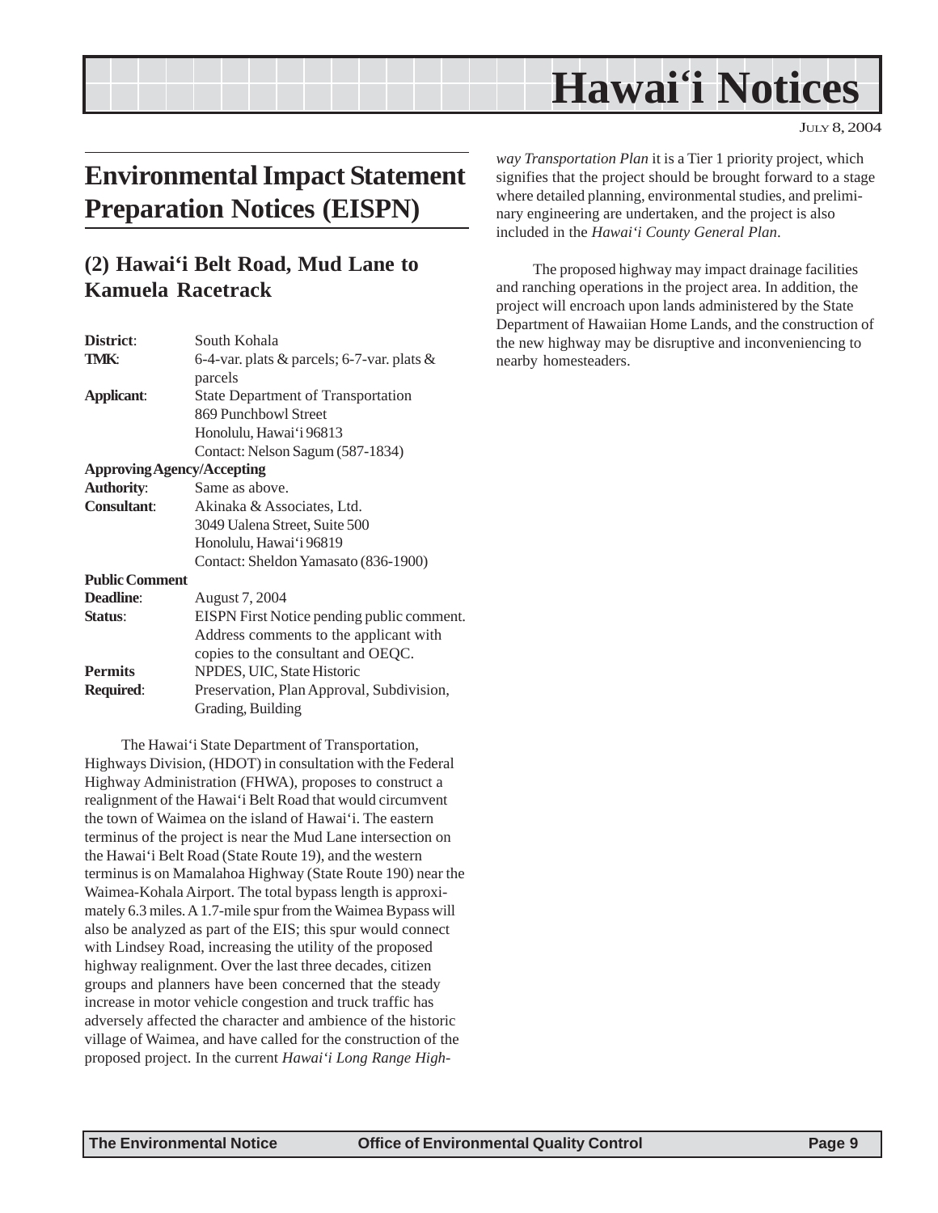## Environmental Impact Statement Preparation Notices (EISPN)

### (2) Hawai'i Belt Road, Mud Lane to Kamuela Racetrack

| | |
|---|---|
| **District**: | South Kohala |
| **TMK**: | 6-4-var. plats & parcels; 6-7-var. plats & parcels |
| **Applicant**: | State Department of Transportation<br>869 Punchbowl Street<br>Honolulu, Hawai'i 96813<br>Contact: Nelson Sagum (587-1834) |
| **Approving Agency/Accepting Authority**: | Same as above. |
| **Consultant**: | Akinaka & Associates, Ltd.<br>3049 Ualena Street, Suite 500<br>Honolulu, Hawai'i 96819<br>Contact: Sheldon Yamasato (836-1900) |
| **Public Comment Deadline**: | August 7, 2004 |
| **Status**: | EISPN First Notice pending public comment. Address comments to the applicant with copies to the consultant and OEQC. |
| **Permits Required**: | NPDES, UIC, State Historic Preservation, Plan Approval, Subdivision, Grading, Building |

The Hawai'i State Department of Transportation, Highways Division, (HDOT) in consultation with the Federal Highway Administration (FHWA), proposes to construct a realignment of the Hawai'i Belt Road that would circumvent the town of Waimea on the island of Hawai'i. The eastern terminus of the project is near the Mud Lane intersection on the Hawai'i Belt Road (State Route 19), and the western terminus is on Mamalahoa Highway (State Route 190) near the Waimea-Kohala Airport. The total bypass length is approximately 6.3 miles. A 1.7-mile spur from the Waimea Bypass will also be analyzed as part of the EIS; this spur would connect with Lindsey Road, increasing the utility of the proposed highway realignment. Over the last three decades, citizen groups and planners have been concerned that the steady increase in motor vehicle congestion and truck traffic has adversely affected the character and ambience of the historic village of Waimea, and have called for the construction of the proposed project. In the current *Hawai'i Long Range Highway Transportation Plan* it is a Tier 1 priority project, which signifies that the project should be brought forward to a stage where detailed planning, environmental studies, and preliminary engineering are undertaken, and the project is also included in the *Hawai'i County General Plan*.

The proposed highway may impact drainage facilities and ranching operations in the project area. In addition, the project will encroach upon lands administered by the State Department of Hawaiian Home Lands, and the construction of the new highway may be disruptive and inconveniencing to nearby homesteaders.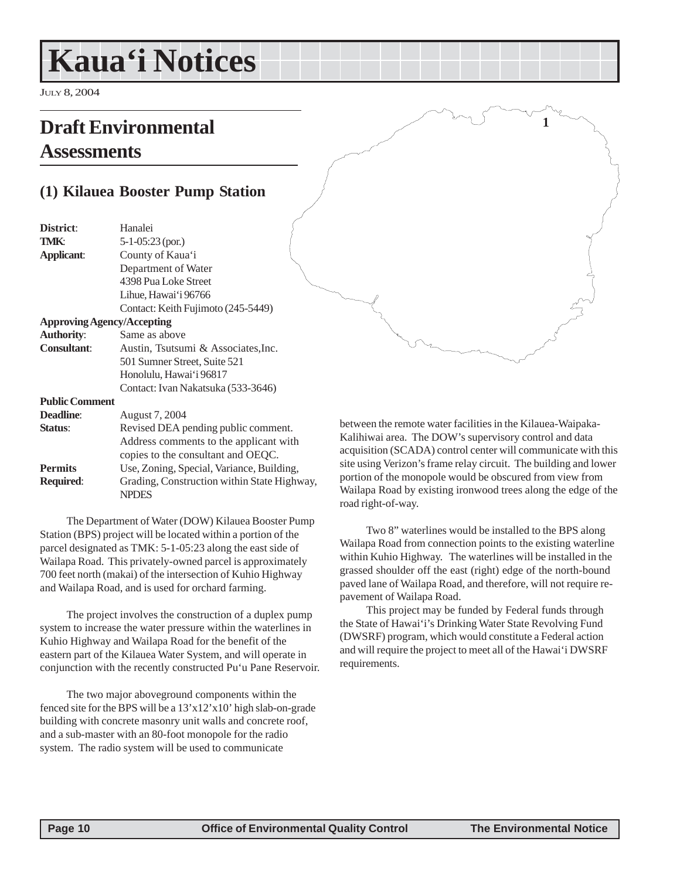# Kaua'i Notices

JULY 8, 2004

## Draft Environmental Assessments

### (1) Kilauea Booster Pump Station

| | |
|---|---|
| **District**: | Hanalei |
| **TMK**: | 5-1-05:23 (por.) |
| **Applicant**: | County of Kaua'i<br>Department of Water<br>4398 Pua Loke Street<br>Lihue, Hawai'i 96766<br>Contact: Keith Fujimoto (245-5449) |
| **Approving Agency/Accepting Authority**: | Same as above |
| **Consultant**: | Austin, Tsutsumi & Associates, Inc.<br>501 Sumner Street, Suite 521<br>Honolulu, Hawai'i 96817<br>Contact: Ivan Nakatsuka (533-3646) |
| **Public Comment Deadline**: | August 7, 2004 |
| **Status**: | Revised DEA pending public comment. Address comments to the applicant with copies to the consultant and OEQC. |
| **Permits Required**: | Use, Zoning, Special, Variance, Building, Grading, Construction within State Highway, NPDES |

The Department of Water (DOW) Kilauea Booster Pump Station (BPS) project will be located within a portion of the parcel designated as TMK: 5-1-05:23 along the east side of Wailapa Road. This privately-owned parcel is approximately 700 feet north (makai) of the intersection of Kuhio Highway and Wailapa Road, and is used for orchard farming.

The project involves the construction of a duplex pump system to increase the water pressure within the waterlines in Kuhio Highway and Wailapa Road for the benefit of the eastern part of the Kilauea Water System, and will operate in conjunction with the recently constructed Pu'u Pane Reservoir.

The two major aboveground components within the fenced site for the BPS will be a 13'x12'x10' high slab-on-grade building with concrete masonry unit walls and concrete roof, and a sub-master with an 80-foot monopole for the radio system. The radio system will be used to communicate between the remote water facilities in the Kilauea-Waipaka-Kalihiwai area. The DOW's supervisory control and data acquisition (SCADA) control center will communicate with this site using Verizon's frame relay circuit. The building and lower portion of the monopole would be obscured from view from Wailapa Road by existing ironwood trees along the edge of the road right-of-way.

Two 8" waterlines would be installed to the BPS along Wailapa Road from connection points to the existing waterline within Kuhio Highway. The waterlines will be installed in the grassed shoulder off the east (right) edge of the north-bound paved lane of Wailapa Road, and therefore, will not require re-pavement of Wailapa Road.

This project may be funded by Federal funds through the State of Hawai'i's Drinking Water State Revolving Fund (DWSRF) program, which would constitute a Federal action and will require the project to meet all of the Hawai'i DWSRF requirements.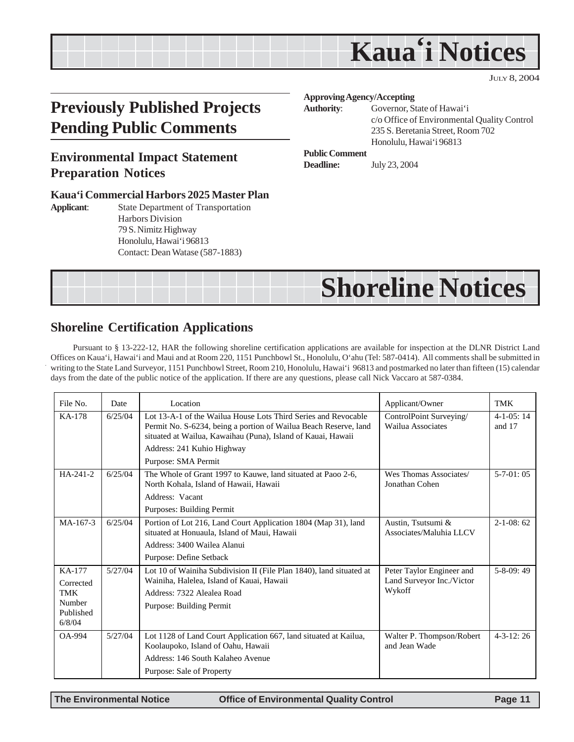# Kaua'i Notices

JULY 8, 2004

## Previously Published Projects Pending Public Comments

### Environmental Impact Statement Preparation Notices

#### Kaua'i Commercial Harbors 2025 Master Plan

**Applicant**: State Department of Transportation
Harbors Division
79 S. Nimitz Highway
Honolulu, Hawai'i 96813
Contact: Dean Watase (587-1883)

**Approving Agency/Accepting Authority**: Governor, State of Hawai'i
c/o Office of Environmental Quality Control
235 S. Beretania Street, Room 702
Honolulu, Hawai'i 96813

**Public Comment Deadline:** July 23, 2004

# Shoreline Notices

## Shoreline Certification Applications

Pursuant to § 13-222-12, HAR the following shoreline certification applications are available for inspection at the DLNR District Land Offices on Kaua'i, Hawai'i and Maui and at Room 220, 1151 Punchbowl St., Honolulu, O'ahu (Tel: 587-0414). All comments shall be submitted in writing to the State Land Surveyor, 1151 Punchbowl Street, Room 210, Honolulu, Hawai'i 96813 and postmarked no later than fifteen (15) calendar days from the date of the public notice of the application. If there are any questions, please call Nick Vaccaro at 587-0384.

| File No. | Date | Location | Applicant/Owner | TMK |
|---|---|---|---|---|
| KA-178 | 6/25/04 | Lot 13-A-1 of the Wailua House Lots Third Series and Revocable Permit No. S-6234, being a portion of Wailua Beach Reserve, land situated at Wailua, Kawaihau (Puna), Island of Kauai, Hawaii<br>Address: 241 Kuhio Highway<br>Purpose: SMA Permit | ControlPoint Surveying/ Wailua Associates | 4-1-05: 14 and 17 |
| HA-241-2 | 6/25/04 | The Whole of Grant 1997 to Kauwe, land situated at Paoo 2-6, North Kohala, Island of Hawaii, Hawaii<br>Address: Vacant<br>Purposes: Building Permit | Wes Thomas Associates/ Jonathan Cohen | 5-7-01: 05 |
| MA-167-3 | 6/25/04 | Portion of Lot 216, Land Court Application 1804 (Map 31), land situated at Honuaula, Island of Maui, Hawaii<br>Address: 3400 Wailea Alanui<br>Purpose: Define Setback | Austin, Tsutsumi & Associates/Maluhia LLCV | 2-1-08: 62 |
| KA-177<br>Corrected TMK Number Published 6/8/04 | 5/27/04 | Lot 10 of Wainiha Subdivision II (File Plan 1840), land situated at Wainiha, Halelea, Island of Kauai, Hawaii<br>Address: 7322 Alealea Road<br>Purpose: Building Permit | Peter Taylor Engineer and Land Surveyor Inc./Victor Wykoff | 5-8-09: 49 |
| OA-994 | 5/27/04 | Lot 1128 of Land Court Application 667, land situated at Kailua, Koolaupoko, Island of Oahu, Hawaii<br>Address: 146 South Kalaheo Avenue<br>Purpose: Sale of Property | Walter P. Thompson/Robert and Jean Wade | 4-3-12: 26 |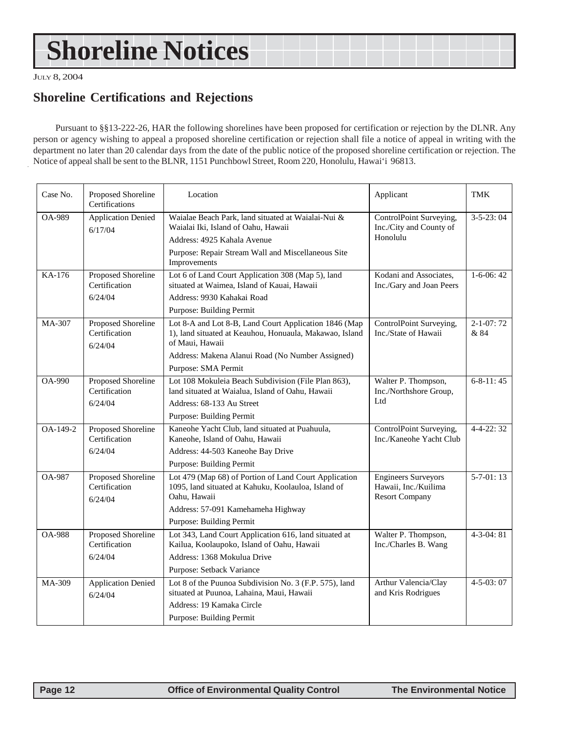# Shoreline Notices

JULY 8, 2004

## Shoreline Certifications and Rejections

Pursuant to §§13-222-26, HAR the following shorelines have been proposed for certification or rejection by the DLNR. Any person or agency wishing to appeal a proposed shoreline certification or rejection shall file a notice of appeal in writing with the department no later than 20 calendar days from the date of the public notice of the proposed shoreline certification or rejection. The Notice of appeal shall be sent to the BLNR, 1151 Punchbowl Street, Room 220, Honolulu, Hawai'i 96813.

| Case No. | Proposed Shoreline Certifications | Location | Applicant | TMK |
|---|---|---|---|---|
| OA-989 | Application Denied 6/17/04 | Waialae Beach Park, land situated at Waialai-Nui & Waialai Iki, Island of Oahu, Hawaii<br>Address: 4925 Kahala Avenue<br>Purpose: Repair Stream Wall and Miscellaneous Site Improvements | ControlPoint Surveying, Inc./City and County of Honolulu | 3-5-23: 04 |
| KA-176 | Proposed Shoreline Certification 6/24/04 | Lot 6 of Land Court Application 308 (Map 5), land situated at Waimea, Island of Kauai, Hawaii<br>Address: 9930 Kahakai Road<br>Purpose: Building Permit | Kodani and Associates, Inc./Gary and Joan Peers | 1-6-06: 42 |
| MA-307 | Proposed Shoreline Certification 6/24/04 | Lot 8-A and Lot 8-B, Land Court Application 1846 (Map 1), land situated at Keauhou, Honuaula, Makawao, Island of Maui, Hawaii<br>Address: Makena Alanui Road (No Number Assigned)<br>Purpose: SMA Permit | ControlPoint Surveying, Inc./State of Hawaii | 2-1-07: 72 & 84 |
| OA-990 | Proposed Shoreline Certification 6/24/04 | Lot 108 Mokuleia Beach Subdivision (File Plan 863), land situated at Waialua, Island of Oahu, Hawaii<br>Address: 68-133 Au Street<br>Purpose: Building Permit | Walter P. Thompson, Inc./Northshore Group, Ltd | 6-8-11: 45 |
| OA-149-2 | Proposed Shoreline Certification 6/24/04 | Kaneohe Yacht Club, land situated at Puahuula, Kaneohe, Island of Oahu, Hawaii<br>Address: 44-503 Kaneohe Bay Drive<br>Purpose: Building Permit | ControlPoint Surveying, Inc./Kaneohe Yacht Club | 4-4-22: 32 |
| OA-987 | Proposed Shoreline Certification 6/24/04 | Lot 479 (Map 68) of Portion of Land Court Application 1095, land situated at Kahuku, Koolauloa, Island of Oahu, Hawaii<br>Address: 57-091 Kamehameha Highway<br>Purpose: Building Permit | Engineers Surveyors Hawaii, Inc./Kuilima Resort Company | 5-7-01: 13 |
| OA-988 | Proposed Shoreline Certification 6/24/04 | Lot 343, Land Court Application 616, land situated at Kailua, Koolaupoko, Island of Oahu, Hawaii<br>Address: 1368 Mokulua Drive<br>Purpose: Setback Variance | Walter P. Thompson, Inc./Charles B. Wang | 4-3-04: 81 |
| MA-309 | Application Denied 6/24/04 | Lot 8 of the Puunoa Subdivision No. 3 (F.P. 575), land situated at Puunoa, Lahaina, Maui, Hawaii<br>Address: 19 Kamaka Circle<br>Purpose: Building Permit | Arthur Valencia/Clay and Kris Rodrigues | 4-5-03: 07 |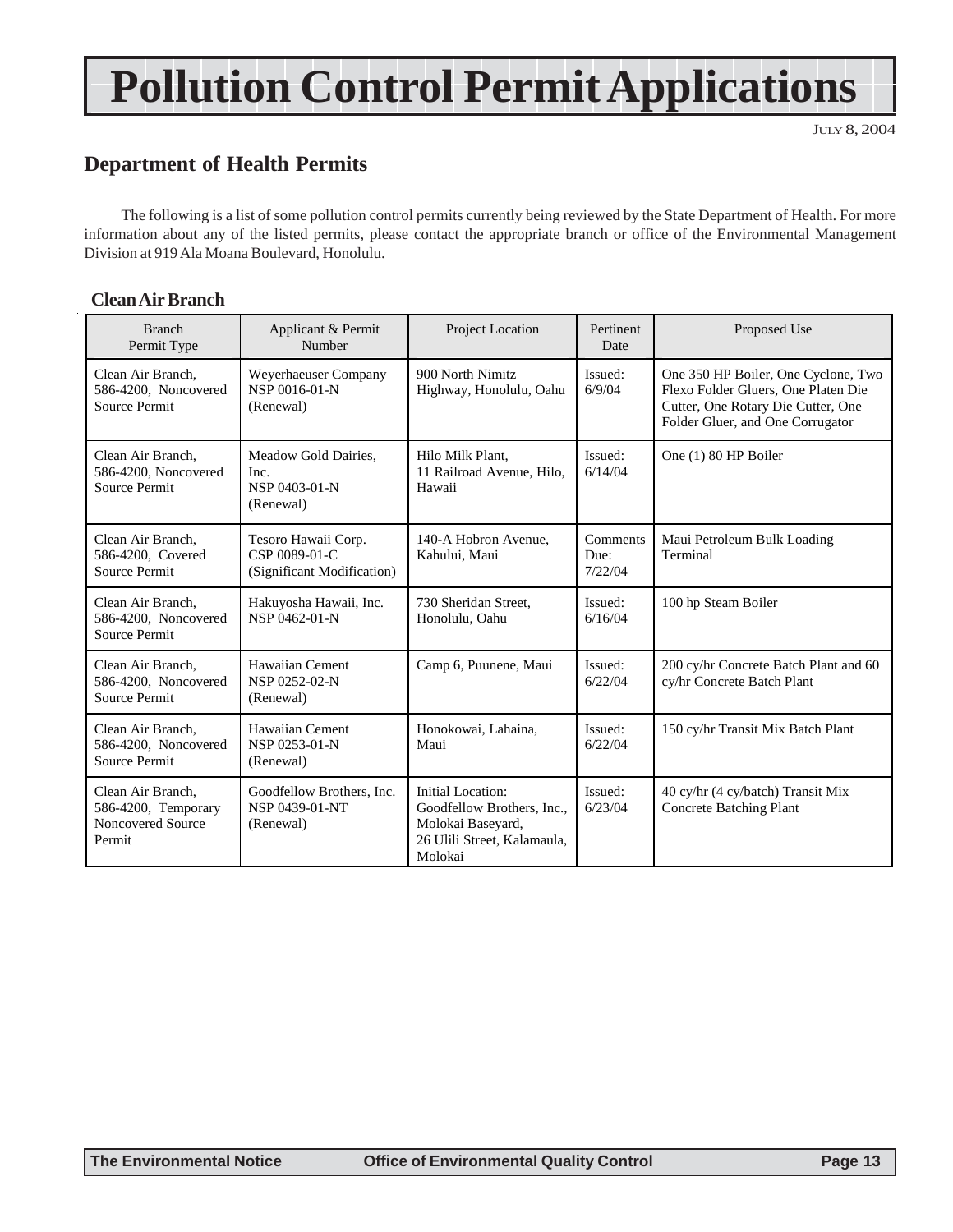# Pollution Control Permit Applications

JULY 8, 2004

## Department of Health Permits

The following is a list of some pollution control permits currently being reviewed by the State Department of Health. For more information about any of the listed permits, please contact the appropriate branch or office of the Environmental Management Division at 919 Ala Moana Boulevard, Honolulu.

### Clean Air Branch

| Branch Permit Type | Applicant & Permit Number | Project Location | Pertinent Date | Proposed Use |
|---|---|---|---|---|
| Clean Air Branch, 586-4200, Noncovered Source Permit | Weyerhaeuser Company NSP 0016-01-N (Renewal) | 900 North Nimitz Highway, Honolulu, Oahu | Issued: 6/9/04 | One 350 HP Boiler, One Cyclone, Two Flexo Folder Gluers, One Platen Die Cutter, One Rotary Die Cutter, One Folder Gluer, and One Corrugator |
| Clean Air Branch, 586-4200, Noncovered Source Permit | Meadow Gold Dairies, Inc. NSP 0403-01-N (Renewal) | Hilo Milk Plant, 11 Railroad Avenue, Hilo, Hawaii | Issued: 6/14/04 | One (1) 80 HP Boiler |
| Clean Air Branch, 586-4200, Covered Source Permit | Tesoro Hawaii Corp. CSP 0089-01-C (Significant Modification) | 140-A Hobron Avenue, Kahului, Maui | Comments Due: 7/22/04 | Maui Petroleum Bulk Loading Terminal |
| Clean Air Branch, 586-4200, Noncovered Source Permit | Hakuyosha Hawaii, Inc. NSP 0462-01-N | 730 Sheridan Street, Honolulu, Oahu | Issued: 6/16/04 | 100 hp Steam Boiler |
| Clean Air Branch, 586-4200, Noncovered Source Permit | Hawaiian Cement NSP 0252-02-N (Renewal) | Camp 6, Puunene, Maui | Issued: 6/22/04 | 200 cy/hr Concrete Batch Plant and 60 cy/hr Concrete Batch Plant |
| Clean Air Branch, 586-4200, Noncovered Source Permit | Hawaiian Cement NSP 0253-01-N (Renewal) | Honokowai, Lahaina, Maui | Issued: 6/22/04 | 150 cy/hr Transit Mix Batch Plant |
| Clean Air Branch, 586-4200, Temporary Noncovered Source Permit | Goodfellow Brothers, Inc. NSP 0439-01-NT (Renewal) | Initial Location: Goodfellow Brothers, Inc., Molokai Baseyard, 26 Ulili Street, Kalamaula, Molokai | Issued: 6/23/04 | 40 cy/hr (4 cy/batch) Transit Mix Concrete Batching Plant |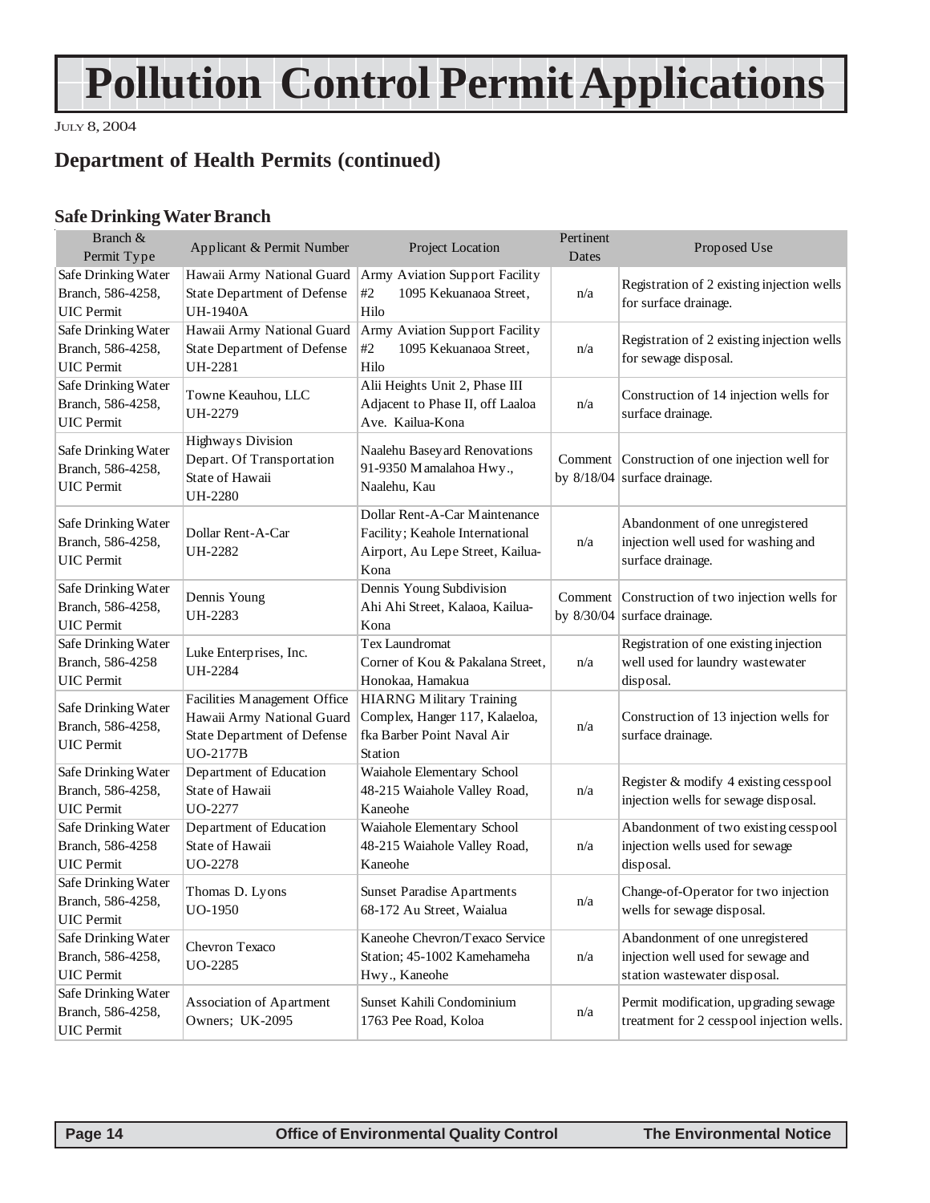# Pollution Control Permit Applications

July 8, 2004

## Department of Health Permits (continued)

### Safe Drinking Water Branch

| Branch & Permit Type | Applicant & Permit Number | Project Location | Pertinent Dates | Proposed Use |
|---|---|---|---|---|
| Safe Drinking Water Branch, 586-4258, UIC Permit | Hawaii Army National Guard State Department of Defense UH-1940A | Army Aviation Support Facility #2 1095 Kekuanaoa Street, Hilo | n/a | Registration of 2 existing injection wells for surface drainage. |
| Safe Drinking Water Branch, 586-4258, UIC Permit | Hawaii Army National Guard State Department of Defense UH-2281 | Army Aviation Support Facility #2 1095 Kekuanaoa Street, Hilo | n/a | Registration of 2 existing injection wells for sewage disposal. |
| Safe Drinking Water Branch, 586-4258, UIC Permit | Towne Keauhou, LLC UH-2279 | Alii Heights Unit 2, Phase III Adjacent to Phase II, off Laaloa Ave. Kailua-Kona | n/a | Construction of 14 injection wells for surface drainage. |
| Safe Drinking Water Branch, 586-4258, UIC Permit | Highways Division Depart. Of Transportation State of Hawaii UH-2280 | Naalehu Baseyard Renovations 91-9350 Mamalahoa Hwy., Naalehu, Kau | Comment by 8/18/04 | Construction of one injection well for surface drainage. |
| Safe Drinking Water Branch, 586-4258, UIC Permit | Dollar Rent-A-Car UH-2282 | Dollar Rent-A-Car Maintenance Facility; Keahole International Airport, Au Lepe Street, Kailua-Kona | n/a | Abandonment of one unregistered injection well used for washing and surface drainage. |
| Safe Drinking Water Branch, 586-4258, UIC Permit | Dennis Young UH-2283 | Dennis Young Subdivision Ahi Ahi Street, Kalaoa, Kailua-Kona | Comment by 8/30/04 | Construction of two injection wells for surface drainage. |
| Safe Drinking Water Branch, 586-4258 UIC Permit | Luke Enterprises, Inc. UH-2284 | Tex Laundromat Corner of Kou & Pakalana Street, Honokaa, Hamakua | n/a | Registration of one existing injection well used for laundry wastewater disposal. |
| Safe Drinking Water Branch, 586-4258, UIC Permit | Facilities Management Office Hawaii Army National Guard State Department of Defense UO-2177B | HIARNG Military Training Complex, Hanger 117, Kalaeloa, fka Barber Point Naval Air Station | n/a | Construction of 13 injection wells for surface drainage. |
| Safe Drinking Water Branch, 586-4258, UIC Permit | Department of Education State of Hawaii UO-2277 | Waiahole Elementary School 48-215 Waiahole Valley Road, Kaneohe | n/a | Register & modify 4 existing cesspool injection wells for sewage disposal. |
| Safe Drinking Water Branch, 586-4258 UIC Permit | Department of Education State of Hawaii UO-2278 | Waiahole Elementary School 48-215 Waiahole Valley Road, Kaneohe | n/a | Abandonment of two existing cesspool injection wells used for sewage disposal. |
| Safe Drinking Water Branch, 586-4258, UIC Permit | Thomas D. Lyons UO-1950 | Sunset Paradise Apartments 68-172 Au Street, Waialua | n/a | Change-of-Operator for two injection wells for sewage disposal. |
| Safe Drinking Water Branch, 586-4258, UIC Permit | Chevron Texaco UO-2285 | Kaneohe Chevron/Texaco Service Station; 45-1002 Kamehameha Hwy., Kaneohe | n/a | Abandonment of one unregistered injection well used for sewage and station wastewater disposal. |
| Safe Drinking Water Branch, 586-4258, UIC Permit | Association of Apartment Owners; UK-2095 | Sunset Kahili Condominium 1763 Pee Road, Koloa | n/a | Permit modification, upgrading sewage treatment for 2 cesspool injection wells. |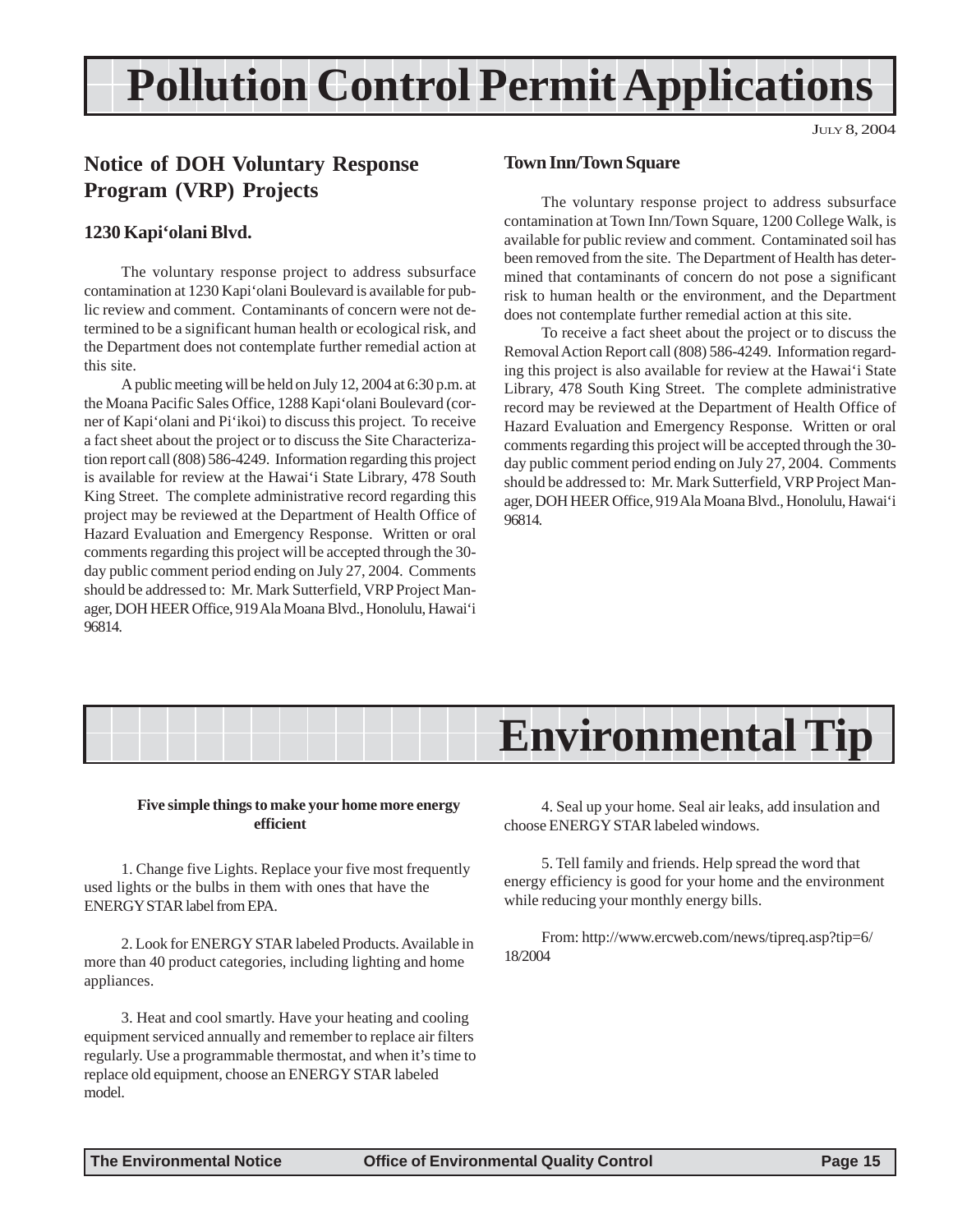# Pollution Control Permit Applications

July 8, 2004

## Notice of DOH Voluntary Response Program (VRP) Projects

### 1230 Kapi'olani Blvd.

The voluntary response project to address subsurface contamination at 1230 Kapi'olani Boulevard is available for public review and comment. Contaminants of concern were not determined to be a significant human health or ecological risk, and the Department does not contemplate further remedial action at this site.

A public meeting will be held on July 12, 2004 at 6:30 p.m. at the Moana Pacific Sales Office, 1288 Kapi'olani Boulevard (corner of Kapi'olani and Pi'ikoi) to discuss this project. To receive a fact sheet about the project or to discuss the Site Characterization report call (808) 586-4249. Information regarding this project is available for review at the Hawai'i State Library, 478 South King Street. The complete administrative record regarding this project may be reviewed at the Department of Health Office of Hazard Evaluation and Emergency Response. Written or oral comments regarding this project will be accepted through the 30-day public comment period ending on July 27, 2004. Comments should be addressed to: Mr. Mark Sutterfield, VRP Project Manager, DOH HEER Office, 919 Ala Moana Blvd., Honolulu, Hawai'i 96814.

### Town Inn/Town Square

The voluntary response project to address subsurface contamination at Town Inn/Town Square, 1200 College Walk, is available for public review and comment. Contaminated soil has been removed from the site. The Department of Health has determined that contaminants of concern do not pose a significant risk to human health or the environment, and the Department does not contemplate further remedial action at this site.

To receive a fact sheet about the project or to discuss the Removal Action Report call (808) 586-4249. Information regarding this project is also available for review at the Hawai'i State Library, 478 South King Street. The complete administrative record may be reviewed at the Department of Health Office of Hazard Evaluation and Emergency Response. Written or oral comments regarding this project will be accepted through the 30-day public comment period ending on July 27, 2004. Comments should be addressed to: Mr. Mark Sutterfield, VRP Project Manager, DOH HEER Office, 919 Ala Moana Blvd., Honolulu, Hawai'i 96814.

# Environmental Tip

**Five simple things to make your home more energy efficient**

1. Change five Lights. Replace your five most frequently used lights or the bulbs in them with ones that have the ENERGY STAR label from EPA.

2. Look for ENERGY STAR labeled Products. Available in more than 40 product categories, including lighting and home appliances.

3. Heat and cool smartly. Have your heating and cooling equipment serviced annually and remember to replace air filters regularly. Use a programmable thermostat, and when it's time to replace old equipment, choose an ENERGY STAR labeled model.

4. Seal up your home. Seal air leaks, add insulation and choose ENERGY STAR labeled windows.

5. Tell family and friends. Help spread the word that energy efficiency is good for your home and the environment while reducing your monthly energy bills.

From: http://www.ercweb.com/news/tipreq.asp?tip=6/18/2004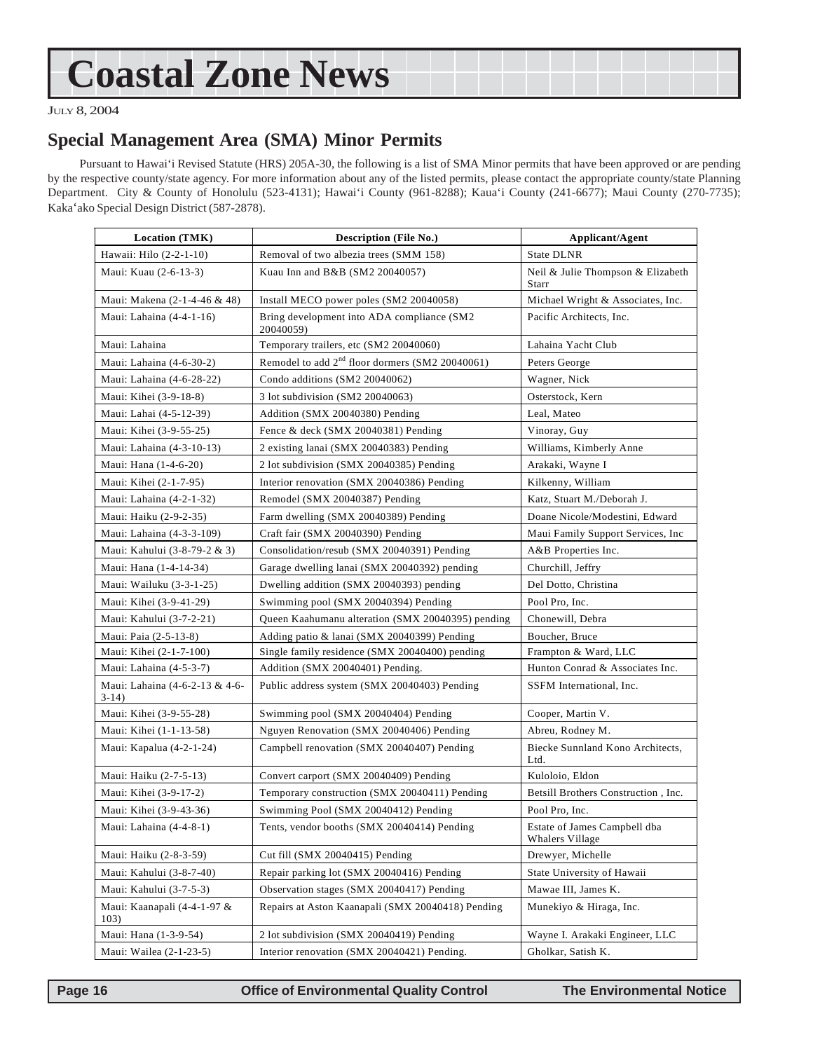# Coastal Zone News

JULY 8, 2004

## Special Management Area (SMA) Minor Permits

Pursuant to Hawai'i Revised Statute (HRS) 205A-30, the following is a list of SMA Minor permits that have been approved or are pending by the respective county/state agency. For more information about any of the listed permits, please contact the appropriate county/state Planning Department. City & County of Honolulu (523-4131); Hawai'i County (961-8288); Kaua'i County (241-6677); Maui County (270-7735); Kaka'ako Special Design District (587-2878).

| Location (TMK) | Description (File No.) | Applicant/Agent |
|---|---|---|
| Hawaii: Hilo (2-2-1-10) | Removal of two albezia trees (SMM 158) | State DLNR |
| Maui: Kuau (2-6-13-3) | Kuau Inn and B&B (SM2 20040057) | Neil & Julie Thompson & Elizabeth Starr |
| Maui: Makena (2-1-4-46 & 48) | Install MECO power poles (SM2 20040058) | Michael Wright & Associates, Inc. |
| Maui: Lahaina (4-4-1-16) | Bring development into ADA compliance (SM2 20040059) | Pacific Architects, Inc. |
| Maui: Lahaina | Temporary trailers, etc (SM2 20040060) | Lahaina Yacht Club |
| Maui: Lahaina (4-6-30-2) | Remodel to add 2nd floor dormers (SM2 20040061) | Peters George |
| Maui: Lahaina (4-6-28-22) | Condo additions (SM2 20040062) | Wagner, Nick |
| Maui: Kihei (3-9-18-8) | 3 lot subdivision (SM2 20040063) | Osterstock, Kern |
| Maui: Lahai (4-5-12-39) | Addition (SMX 20040380) Pending | Leal, Mateo |
| Maui: Kihei (3-9-55-25) | Fence & deck (SMX 20040381) Pending | Vinoray, Guy |
| Maui: Lahaina (4-3-10-13) | 2 existing lanai (SMX 20040383) Pending | Williams, Kimberly Anne |
| Maui: Hana (1-4-6-20) | 2 lot subdivision (SMX 20040385) Pending | Arakaki, Wayne I |
| Maui: Kihei (2-1-7-95) | Interior renovation (SMX 20040386) Pending | Kilkenny, William |
| Maui: Lahaina (4-2-1-32) | Remodel (SMX 20040387) Pending | Katz, Stuart M./Deborah J. |
| Maui: Haiku (2-9-2-35) | Farm dwelling (SMX 20040389) Pending | Doane Nicole/Modestini, Edward |
| Maui: Lahaina (4-3-3-109) | Craft fair (SMX 20040390) Pending | Maui Family Support Services, Inc |
| Maui: Kahului (3-8-79-2 & 3) | Consolidation/resub (SMX 20040391) Pending | A&B Properties Inc. |
| Maui: Hana (1-4-14-34) | Garage dwelling lanai (SMX 20040392) pending | Churchill, Jeffry |
| Maui: Wailuku (3-3-1-25) | Dwelling addition (SMX 20040393) pending | Del Dotto, Christina |
| Maui: Kihei (3-9-41-29) | Swimming pool (SMX 20040394) Pending | Pool Pro, Inc. |
| Maui: Kahului (3-7-2-21) | Queen Kaahumanu alteration (SMX 20040395) pending | Chonewill, Debra |
| Maui: Paia (2-5-13-8) | Adding patio & lanai (SMX 20040399) Pending | Boucher, Bruce |
| Maui: Kihei (2-1-7-100) | Single family residence (SMX 20040400) pending | Frampton & Ward, LLC |
| Maui: Lahaina (4-5-3-7) | Addition (SMX 20040401) Pending. | Hunton Conrad & Associates Inc. |
| Maui: Lahaina (4-6-2-13 & 4-6-3-14) | Public address system (SMX 20040403) Pending | SSFM International, Inc. |
| Maui: Kihei (3-9-55-28) | Swimming pool (SMX 20040404) Pending | Cooper, Martin V. |
| Maui: Kihei (1-1-13-58) | Nguyen Renovation (SMX 20040406) Pending | Abreu, Rodney M. |
| Maui: Kapalua (4-2-1-24) | Campbell renovation (SMX 20040407) Pending | Biecke Sunnland Kono Architects, Ltd. |
| Maui: Haiku (2-7-5-13) | Convert carport (SMX 20040409) Pending | Kuloloio, Eldon |
| Maui: Kihei (3-9-17-2) | Temporary construction (SMX 20040411) Pending | Betsill Brothers Construction , Inc. |
| Maui: Kihei (3-9-43-36) | Swimming Pool (SMX 20040412) Pending | Pool Pro, Inc. |
| Maui: Lahaina (4-4-8-1) | Tents, vendor booths (SMX 20040414) Pending | Estate of James Campbell dba Whalers Village |
| Maui: Haiku (2-8-3-59) | Cut fill (SMX 20040415) Pending | Drewyer, Michelle |
| Maui: Kahului (3-8-7-40) | Repair parking lot (SMX 20040416) Pending | State University of Hawaii |
| Maui: Kahului (3-7-5-3) | Observation stages (SMX 20040417) Pending | Mawae III, James K. |
| Maui: Kaanapali (4-4-1-97 & 103) | Repairs at Aston Kaanapali (SMX 20040418) Pending | Munekiyo & Hiraga, Inc. |
| Maui: Hana (1-3-9-54) | 2 lot subdivision (SMX 20040419) Pending | Wayne I. Arakaki Engineer, LLC |
| Maui: Wailea (2-1-23-5) | Interior renovation (SMX 20040421) Pending. | Gholkar, Satish K. |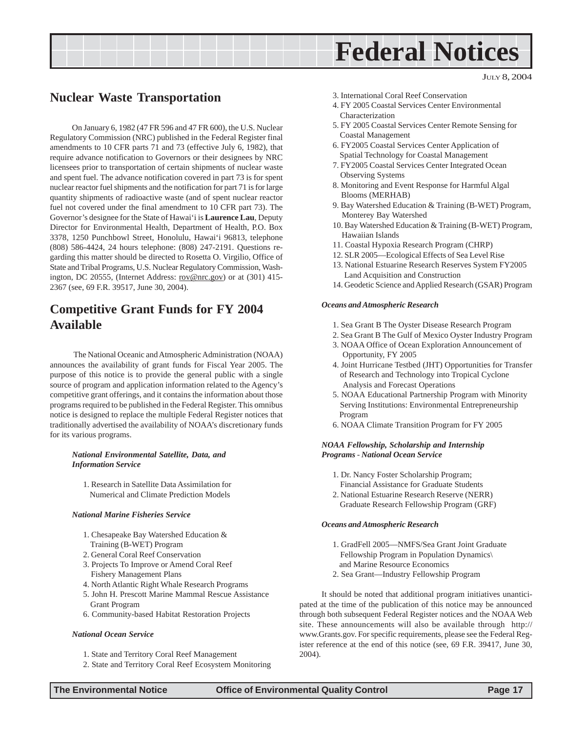# Federal Notices

JULY 8, 2004

## Nuclear Waste Transportation

On January 6, 1982 (47 FR 596 and 47 FR 600), the U.S. Nuclear Regulatory Commission (NRC) published in the Federal Register final amendments to 10 CFR parts 71 and 73 (effective July 6, 1982), that require advance notification to Governors or their designees by NRC licensees prior to transportation of certain shipments of nuclear waste and spent fuel. The advance notification covered in part 73 is for spent nuclear reactor fuel shipments and the notification for part 71 is for large quantity shipments of radioactive waste (and of spent nuclear reactor fuel not covered under the final amendment to 10 CFR part 73). The Governor's designee for the State of Hawai'i is **Laurence Lau**, Deputy Director for Environmental Health, Department of Health, P.O. Box 3378, 1250 Punchbowl Street, Honolulu, Hawai'i 96813, telephone (808) 586-4424, 24 hours telephone: (808) 247-2191. Questions regarding this matter should be directed to Rosetta O. Virgilio, Office of State and Tribal Programs, U.S. Nuclear Regulatory Commission, Washington, DC 20555, (Internet Address: rov@nrc.gov) or at (301) 415-2367 (see, 69 F.R. 39517, June 30, 2004).

## Competitive Grant Funds for FY 2004 Available

The National Oceanic and Atmospheric Administration (NOAA) announces the availability of grant funds for Fiscal Year 2005. The purpose of this notice is to provide the general public with a single source of program and application information related to the Agency's competitive grant offerings, and it contains the information about those programs required to be published in the Federal Register. This omnibus notice is designed to replace the multiple Federal Register notices that traditionally advertised the availability of NOAA's discretionary funds for its various programs.

***National Environmental Satellite, Data, and Information Service***

1. Research in Satellite Data Assimilation for Numerical and Climate Prediction Models

***National Marine Fisheries Service***

1. Chesapeake Bay Watershed Education & Training (B-WET) Program
2. General Coral Reef Conservation
3. Projects To Improve or Amend Coral Reef Fishery Management Plans
4. North Atlantic Right Whale Research Programs
5. John H. Prescott Marine Mammal Rescue Assistance Grant Program
6. Community-based Habitat Restoration Projects

***National Ocean Service***

1. State and Territory Coral Reef Management
2. State and Territory Coral Reef Ecosystem Monitoring
3. International Coral Reef Conservation
4. FY 2005 Coastal Services Center Environmental Characterization
5. FY 2005 Coastal Services Center Remote Sensing for Coastal Management
6. FY2005 Coastal Services Center Application of Spatial Technology for Coastal Management
7. FY2005 Coastal Services Center Integrated Ocean Observing Systems
8. Monitoring and Event Response for Harmful Algal Blooms (MERHAB)
9. Bay Watershed Education & Training (B-WET) Program, Monterey Bay Watershed
10. Bay Watershed Education & Training (B-WET) Program, Hawaiian Islands
11. Coastal Hypoxia Research Program (CHRP)
12. SLR 2005—Ecological Effects of Sea Level Rise
13. National Estuarine Research Reserves System FY2005 Land Acquisition and Construction
14. Geodetic Science and Applied Research (GSAR) Program

***Oceans and Atmospheric Research***

1. Sea Grant B The Oyster Disease Research Program
2. Sea Grant B The Gulf of Mexico Oyster Industry Program
3. NOAA Office of Ocean Exploration Announcement of Opportunity, FY 2005
4. Joint Hurricane Testbed (JHT) Opportunities for Transfer of Research and Technology into Tropical Cyclone Analysis and Forecast Operations
5. NOAA Educational Partnership Program with Minority Serving Institutions: Environmental Entrepreneurship Program
6. NOAA Climate Transition Program for FY 2005

***NOAA Fellowship, Scholarship and Internship Programs - National Ocean Service***

1. Dr. Nancy Foster Scholarship Program; Financial Assistance for Graduate Students
2. National Estuarine Research Reserve (NERR) Graduate Research Fellowship Program (GRF)

***Oceans and Atmospheric Research***

1. GradFell 2005—NMFS/Sea Grant Joint Graduate Fellowship Program in Population Dynamics\ and Marine Resource Economics
2. Sea Grant—Industry Fellowship Program

It should be noted that additional program initiatives unanticipated at the time of the publication of this notice may be announced through both subsequent Federal Register notices and the NOAA Web site. These announcements will also be available through http://www.Grants.gov. For specific requirements, please see the Federal Register reference at the end of this notice (see, 69 F.R. 39417, June 30, 2004).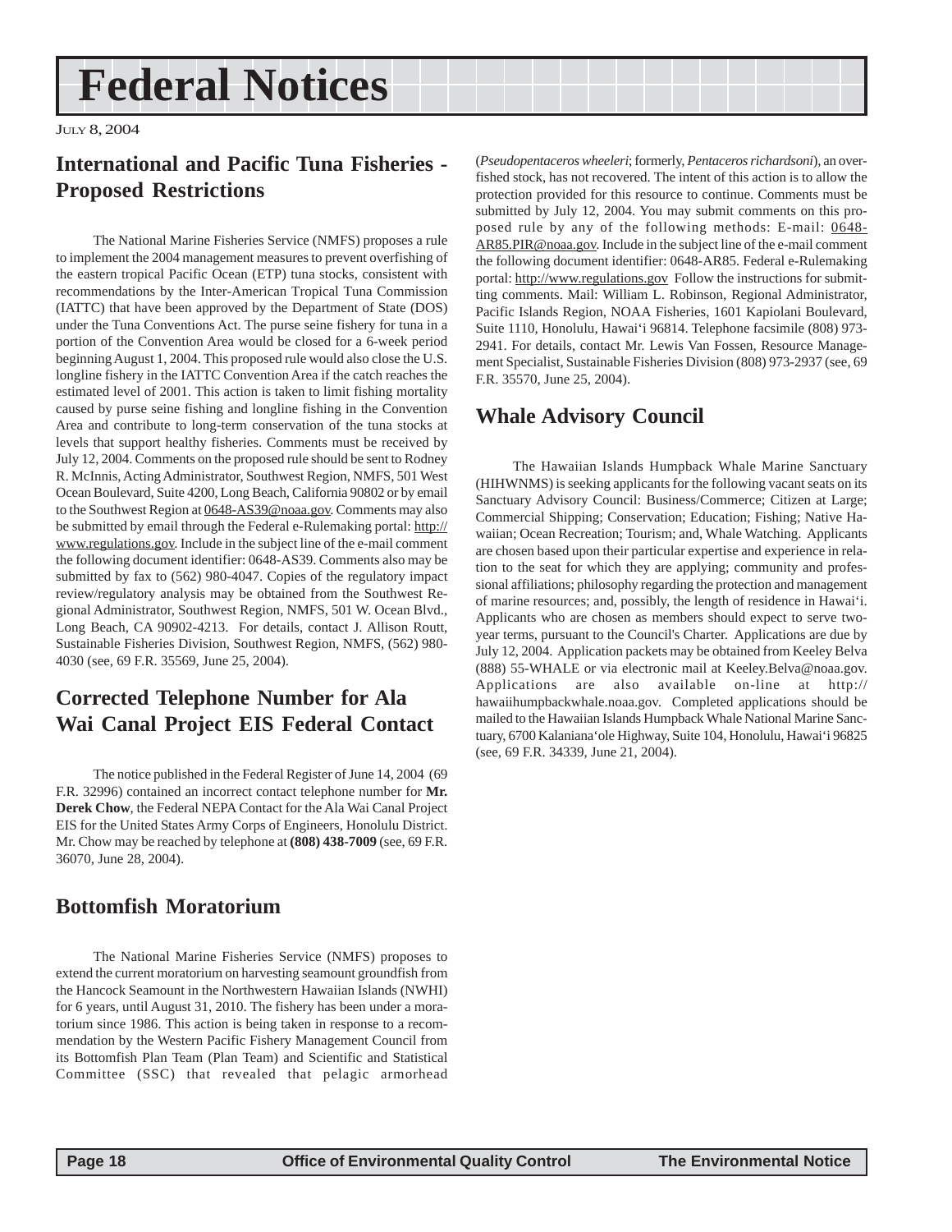# Federal Notices

July 8, 2004

## International and Pacific Tuna Fisheries - Proposed Restrictions

The National Marine Fisheries Service (NMFS) proposes a rule to implement the 2004 management measures to prevent overfishing of the eastern tropical Pacific Ocean (ETP) tuna stocks, consistent with recommendations by the Inter-American Tropical Tuna Commission (IATTC) that have been approved by the Department of State (DOS) under the Tuna Conventions Act. The purse seine fishery for tuna in a portion of the Convention Area would be closed for a 6-week period beginning August 1, 2004. This proposed rule would also close the U.S. longline fishery in the IATTC Convention Area if the catch reaches the estimated level of 2001. This action is taken to limit fishing mortality caused by purse seine fishing and longline fishing in the Convention Area and contribute to long-term conservation of the tuna stocks at levels that support healthy fisheries. Comments must be received by July 12, 2004. Comments on the proposed rule should be sent to Rodney R. McInnis, Acting Administrator, Southwest Region, NMFS, 501 West Ocean Boulevard, Suite 4200, Long Beach, California 90802 or by email to the Southwest Region at 0648-AS39@noaa.gov. Comments may also be submitted by email through the Federal e-Rulemaking portal: http://www.regulations.gov. Include in the subject line of the e-mail comment the following document identifier: 0648-AS39. Comments also may be submitted by fax to (562) 980-4047. Copies of the regulatory impact review/regulatory analysis may be obtained from the Southwest Regional Administrator, Southwest Region, NMFS, 501 W. Ocean Blvd., Long Beach, CA 90902-4213. For details, contact J. Allison Routt, Sustainable Fisheries Division, Southwest Region, NMFS, (562) 980-4030 (see, 69 F.R. 35569, June 25, 2004).

## Corrected Telephone Number for Ala Wai Canal Project EIS Federal Contact

The notice published in the Federal Register of June 14, 2004 (69 F.R. 32996) contained an incorrect contact telephone number for **Mr. Derek Chow**, the Federal NEPA Contact for the Ala Wai Canal Project EIS for the United States Army Corps of Engineers, Honolulu District. Mr. Chow may be reached by telephone at **(808) 438-7009** (see, 69 F.R. 36070, June 28, 2004).

## Bottomfish Moratorium

The National Marine Fisheries Service (NMFS) proposes to extend the current moratorium on harvesting seamount groundfish from the Hancock Seamount in the Northwestern Hawaiian Islands (NWHI) for 6 years, until August 31, 2010. The fishery has been under a moratorium since 1986. This action is being taken in response to a recommendation by the Western Pacific Fishery Management Council from its Bottomfish Plan Team (Plan Team) and Scientific and Statistical Committee (SSC) that revealed that pelagic armorhead (*Pseudopentaceros wheeleri*; formerly, *Pentaceros richardsoni*), an overfished stock, has not recovered. The intent of this action is to allow the protection provided for this resource to continue. Comments must be submitted by July 12, 2004. You may submit comments on this proposed rule by any of the following methods: E-mail: 0648-AR85.PIR@noaa.gov. Include in the subject line of the e-mail comment the following document identifier: 0648-AR85. Federal e-Rulemaking portal: http://www.regulations.gov Follow the instructions for submitting comments. Mail: William L. Robinson, Regional Administrator, Pacific Islands Region, NOAA Fisheries, 1601 Kapiolani Boulevard, Suite 1110, Honolulu, Hawai'i 96814. Telephone facsimile (808) 973-2941. For details, contact Mr. Lewis Van Fossen, Resource Management Specialist, Sustainable Fisheries Division (808) 973-2937 (see, 69 F.R. 35570, June 25, 2004).

## Whale Advisory Council

The Hawaiian Islands Humpback Whale Marine Sanctuary (HIHWNMS) is seeking applicants for the following vacant seats on its Sanctuary Advisory Council: Business/Commerce; Citizen at Large; Commercial Shipping; Conservation; Education; Fishing; Native Hawaiian; Ocean Recreation; Tourism; and, Whale Watching. Applicants are chosen based upon their particular expertise and experience in relation to the seat for which they are applying; community and professional affiliations; philosophy regarding the protection and management of marine resources; and, possibly, the length of residence in Hawai'i. Applicants who are chosen as members should expect to serve two-year terms, pursuant to the Council's Charter. Applications are due by July 12, 2004. Application packets may be obtained from Keeley Belva (888) 55-WHALE or via electronic mail at Keeley.Belva@noaa.gov. Applications are also available on-line at http://hawaiihumpbackwhale.noaa.gov. Completed applications should be mailed to the Hawaiian Islands Humpback Whale National Marine Sanctuary, 6700 Kalaniana'ole Highway, Suite 104, Honolulu, Hawai'i 96825 (see, 69 F.R. 34339, June 21, 2004).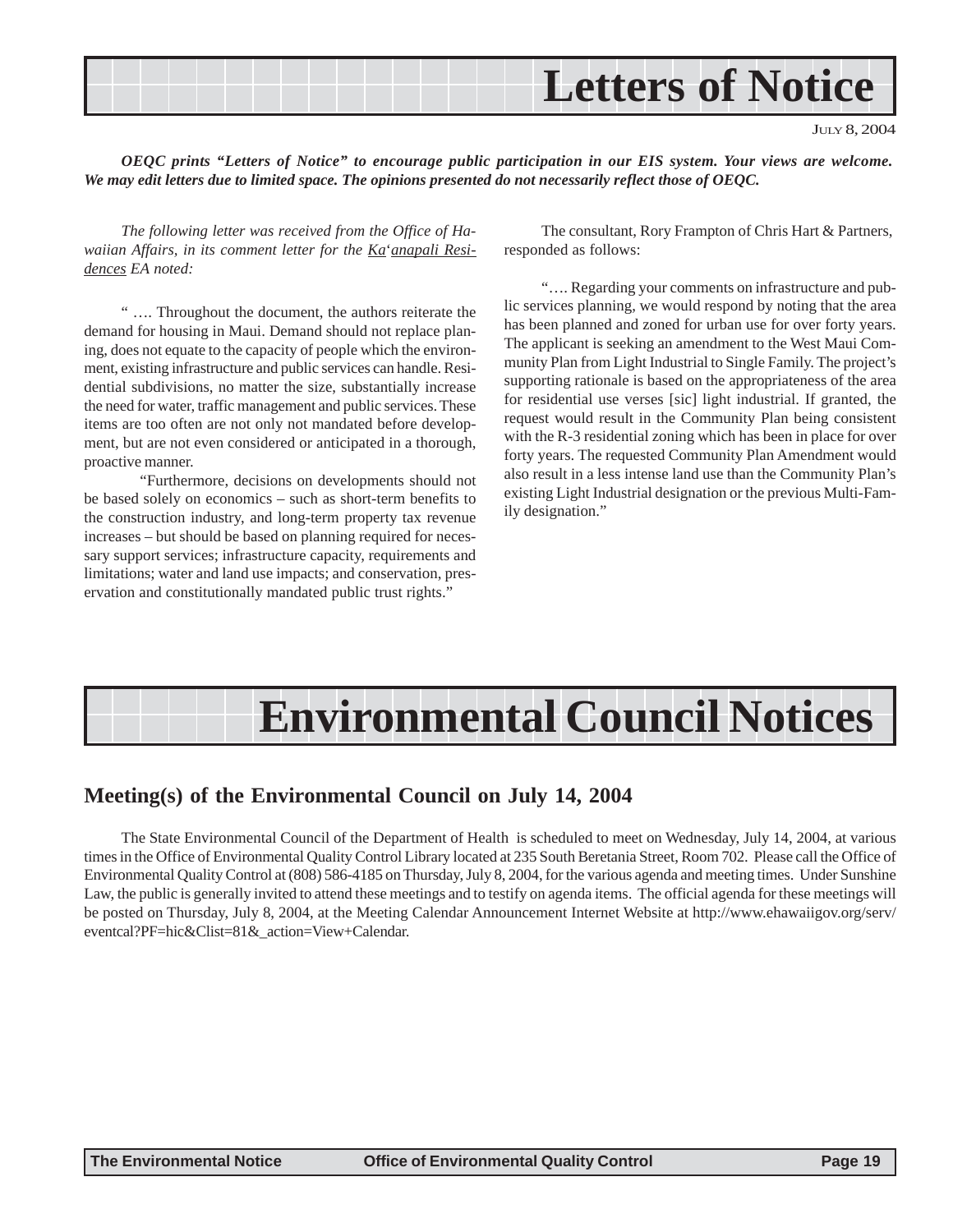# Letters of Notice

JULY 8, 2004

***OEQC prints "Letters of Notice" to encourage public participation in our EIS system. Your views are welcome. We may edit letters due to limited space. The opinions presented do not necessarily reflect those of OEQC.***

*The following letter was received from the Office of Hawaiian Affairs, in its comment letter for the Ka'anapali Residences EA noted:*

" …. Throughout the document, the authors reiterate the demand for housing in Maui. Demand should not replace planning, does not equate to the capacity of people which the environment, existing infrastructure and public services can handle. Residential subdivisions, no matter the size, substantially increase the need for water, traffic management and public services. These items are too often are not only not mandated before development, but are not even considered or anticipated in a thorough, proactive manner.

"Furthermore, decisions on developments should not be based solely on economics – such as short-term benefits to the construction industry, and long-term property tax revenue increases – but should be based on planning required for necessary support services; infrastructure capacity, requirements and limitations; water and land use impacts; and conservation, preservation and constitutionally mandated public trust rights."

The consultant, Rory Frampton of Chris Hart & Partners, responded as follows:

"…. Regarding your comments on infrastructure and public services planning, we would respond by noting that the area has been planned and zoned for urban use for over forty years. The applicant is seeking an amendment to the West Maui Community Plan from Light Industrial to Single Family. The project's supporting rationale is based on the appropriateness of the area for residential use verses [sic] light industrial. If granted, the request would result in the Community Plan being consistent with the R-3 residential zoning which has been in place for over forty years. The requested Community Plan Amendment would also result in a less intense land use than the Community Plan's existing Light Industrial designation or the previous Multi-Family designation."

# Environmental Council Notices

## Meeting(s) of the Environmental Council on July 14, 2004

The State Environmental Council of the Department of Health is scheduled to meet on Wednesday, July 14, 2004, at various times in the Office of Environmental Quality Control Library located at 235 South Beretania Street, Room 702. Please call the Office of Environmental Quality Control at (808) 586-4185 on Thursday, July 8, 2004, for the various agenda and meeting times. Under Sunshine Law, the public is generally invited to attend these meetings and to testify on agenda items. The official agenda for these meetings will be posted on Thursday, July 8, 2004, at the Meeting Calendar Announcement Internet Website at http://www.ehawaiigov.org/serv/eventcal?PF=hic&Clist=81&_action=View+Calendar.